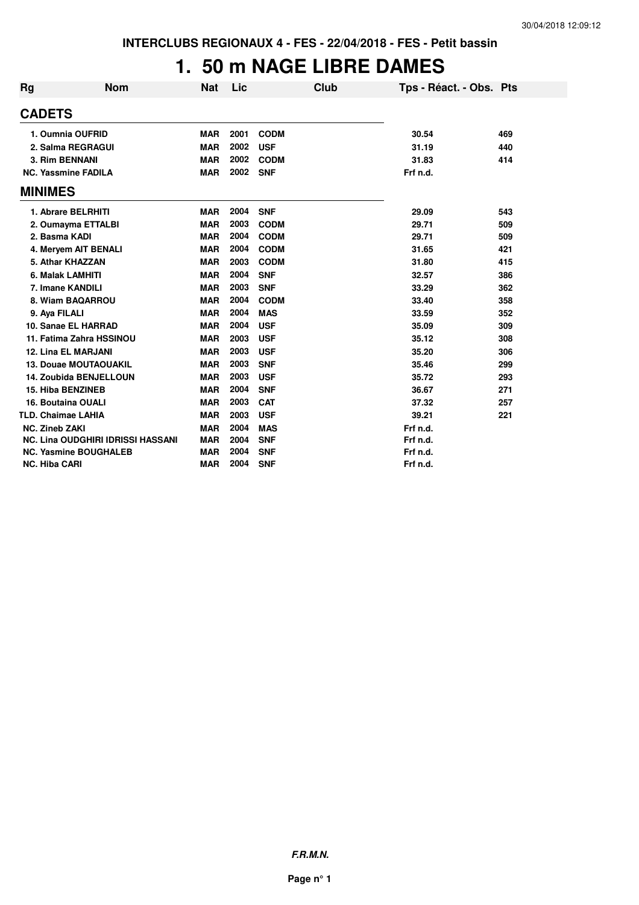INTERCLUBS REGIONAUX 4 - FES - 22/04/2018 - FES - Petit bassin

# 1. 50 m NAGE LIBRE DAMES

| Rg | Nom | Nat | Lic | Club | Tps - Réact. - Obs. | Pts |
|---|---|---|---|---|---|---|
| **CADETS** | | | | | | |
| 1. Oumnia OUFRID | | MAR | 2001 | CODM | 30.54 | 469 |
| 2. Salma REGRAGUI | | MAR | 2002 | USF | 31.19 | 440 |
| 3. Rim BENNANI | | MAR | 2002 | CODM | 31.83 | 414 |
| NC. Yassmine FADILA | | MAR | 2002 | SNF | Frf n.d. | |
| **MINIMES** | | | | | | |
| 1. Abrare BELRHITI | | MAR | 2004 | SNF | 29.09 | 543 |
| 2. Oumayma ETTALBI | | MAR | 2003 | CODM | 29.71 | 509 |
| 2. Basma KADI | | MAR | 2004 | CODM | 29.71 | 509 |
| 4. Meryem AIT BENALI | | MAR | 2004 | CODM | 31.65 | 421 |
| 5. Athar KHAZZAN | | MAR | 2003 | CODM | 31.80 | 415 |
| 6. Malak LAMHITI | | MAR | 2004 | SNF | 32.57 | 386 |
| 7. Imane KANDILI | | MAR | 2003 | SNF | 33.29 | 362 |
| 8. Wiam BAQARROU | | MAR | 2004 | CODM | 33.40 | 358 |
| 9. Aya FILALI | | MAR | 2004 | MAS | 33.59 | 352 |
| 10. Sanae EL HARRAD | | MAR | 2004 | USF | 35.09 | 309 |
| 11. Fatima Zahra HSSINOU | | MAR | 2003 | USF | 35.12 | 308 |
| 12. Lina EL MARJANI | | MAR | 2003 | USF | 35.20 | 306 |
| 13. Douae MOUTAOUAKIL | | MAR | 2003 | SNF | 35.46 | 299 |
| 14. Zoubida BENJELLOUN | | MAR | 2003 | USF | 35.72 | 293 |
| 15. Hiba BENZINEB | | MAR | 2004 | SNF | 36.67 | 271 |
| 16. Boutaina OUALI | | MAR | 2003 | CAT | 37.32 | 257 |
| TLD. Chaimae LAHIA | | MAR | 2003 | USF | 39.21 | 221 |
| NC. Zineb ZAKI | | MAR | 2004 | MAS | Frf n.d. | |
| NC. Lina OUDGHIRI IDRISSI HASSANI | | MAR | 2004 | SNF | Frf n.d. | |
| NC. Yasmine BOUGHALEB | | MAR | 2004 | SNF | Frf n.d. | |
| NC. Hiba CARI | | MAR | 2004 | SNF | Frf n.d. | |

*F.R.M.N.*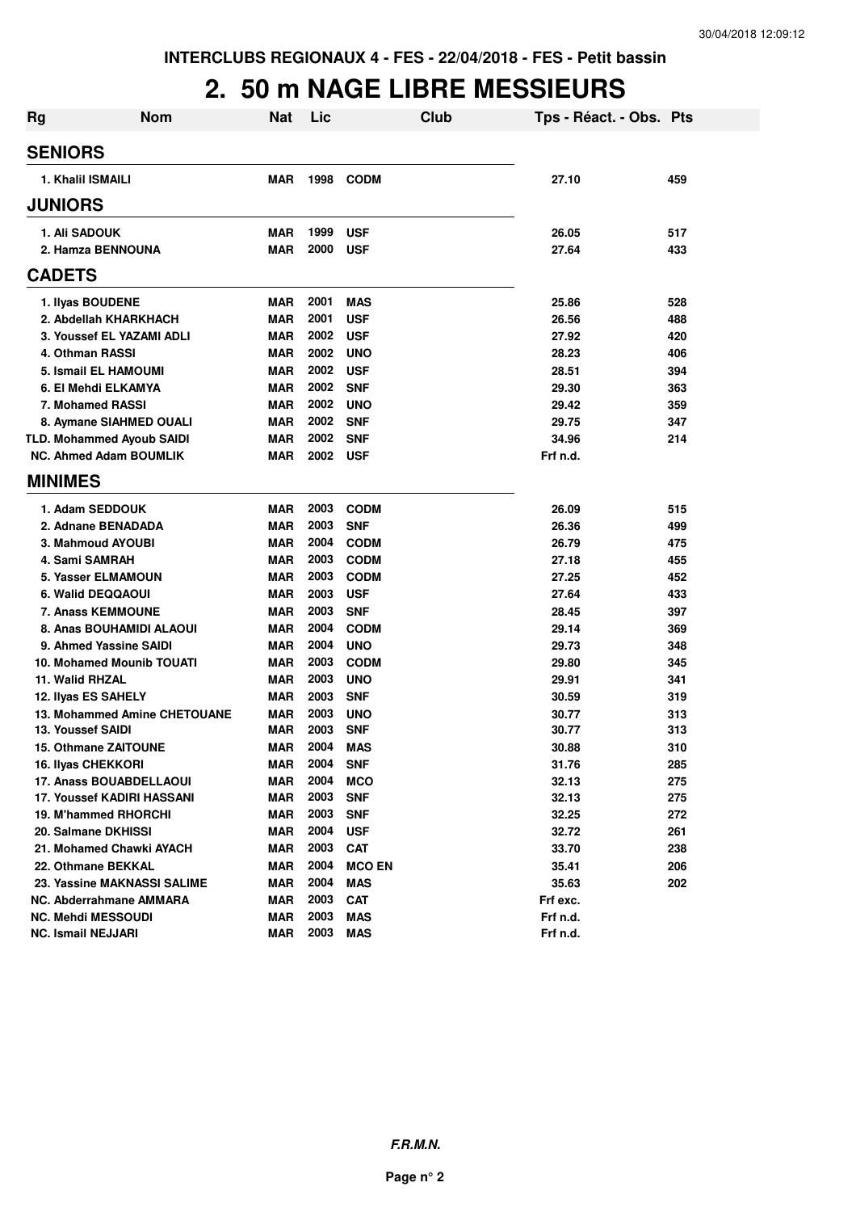INTERCLUBS REGIONAUX 4 - FES - 22/04/2018 - FES - Petit bassin

# 2. 50 m NAGE LIBRE MESSIEURS

| Rg | Nom | Nat | Lic | Club | Tps - Réact. - Obs. | Pts |
|---|---|---|---|---|---|---|
| **SENIORS** | | | | | | |
| 1. | Khalil ISMAILI | MAR | 1998 | CODM | 27.10 | 459 |
| **JUNIORS** | | | | | | |
| 1. | Ali SADOUK | MAR | 1999 | USF | 26.05 | 517 |
| 2. | Hamza BENNOUNA | MAR | 2000 | USF | 27.64 | 433 |
| **CADETS** | | | | | | |
| 1. | Ilyas BOUDENE | MAR | 2001 | MAS | 25.86 | 528 |
| 2. | Abdellah KHARKHACH | MAR | 2001 | USF | 26.56 | 488 |
| 3. | Youssef EL YAZAMI ADLI | MAR | 2002 | USF | 27.92 | 420 |
| 4. | Othman RASSI | MAR | 2002 | UNO | 28.23 | 406 |
| 5. | Ismail EL HAMOUMI | MAR | 2002 | USF | 28.51 | 394 |
| 6. | El Mehdi ELKAMYA | MAR | 2002 | SNF | 29.30 | 363 |
| 7. | Mohamed RASSI | MAR | 2002 | UNO | 29.42 | 359 |
| 8. | Aymane SIAHMED OUALI | MAR | 2002 | SNF | 29.75 | 347 |
| TLD. | Mohammed Ayoub SAIDI | MAR | 2002 | SNF | 34.96 | 214 |
| NC. | Ahmed Adam BOUMLIK | MAR | 2002 | USF | Frf n.d. | |
| **MINIMES** | | | | | | |
| 1. | Adam SEDDOUK | MAR | 2003 | CODM | 26.09 | 515 |
| 2. | Adnane BENADADA | MAR | 2003 | SNF | 26.36 | 499 |
| 3. | Mahmoud AYOUBI | MAR | 2004 | CODM | 26.79 | 475 |
| 4. | Sami SAMRAH | MAR | 2003 | CODM | 27.18 | 455 |
| 5. | Yasser ELMAMOUN | MAR | 2003 | CODM | 27.25 | 452 |
| 6. | Walid DEQQAOUI | MAR | 2003 | USF | 27.64 | 433 |
| 7. | Anass KEMMOUNE | MAR | 2003 | SNF | 28.45 | 397 |
| 8. | Anas BOUHAMIDI ALAOUI | MAR | 2004 | CODM | 29.14 | 369 |
| 9. | Ahmed Yassine SAIDI | MAR | 2004 | UNO | 29.73 | 348 |
| 10. | Mohamed Mounib TOUATI | MAR | 2003 | CODM | 29.80 | 345 |
| 11. | Walid RHZAL | MAR | 2003 | UNO | 29.91 | 341 |
| 12. | Ilyas ES SAHELY | MAR | 2003 | SNF | 30.59 | 319 |
| 13. | Mohammed Amine CHETOUANE | MAR | 2003 | UNO | 30.77 | 313 |
| 13. | Youssef SAIDI | MAR | 2003 | SNF | 30.77 | 313 |
| 15. | Othmane ZAITOUNE | MAR | 2004 | MAS | 30.88 | 310 |
| 16. | Ilyas CHEKKORI | MAR | 2004 | SNF | 31.76 | 285 |
| 17. | Anass BOUABDELLAOUI | MAR | 2004 | MCO | 32.13 | 275 |
| 17. | Youssef KADIRI HASSANI | MAR | 2003 | SNF | 32.13 | 275 |
| 19. | M'hammed RHORCHI | MAR | 2003 | SNF | 32.25 | 272 |
| 20. | Salmane DKHISSI | MAR | 2004 | USF | 32.72 | 261 |
| 21. | Mohamed Chawki AYACH | MAR | 2003 | CAT | 33.70 | 238 |
| 22. | Othmane BEKKAL | MAR | 2004 | MCO EN | 35.41 | 206 |
| 23. | Yassine MAKNASSI SALIME | MAR | 2004 | MAS | 35.63 | 202 |
| NC. | Abderrahmane AMMARA | MAR | 2003 | CAT | Frf exc. | |
| NC. | Mehdi MESSOUDI | MAR | 2003 | MAS | Frf n.d. | |
| NC. | Ismail NEJJARI | MAR | 2003 | MAS | Frf n.d. | |

**F.R.M.N.**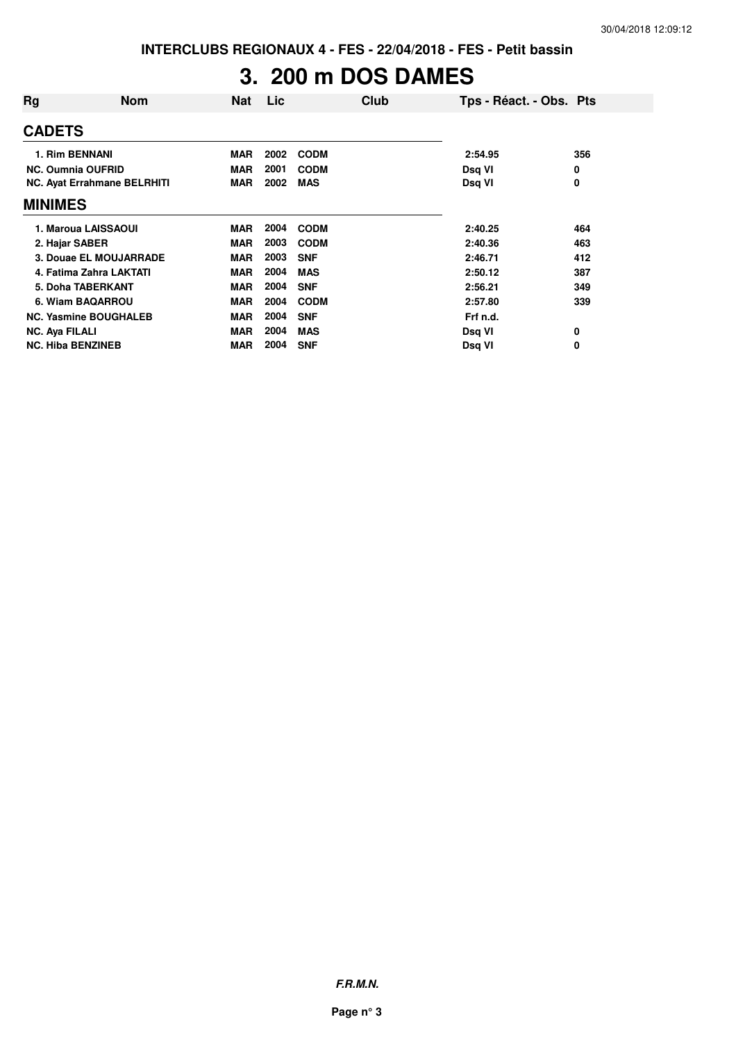# 3. 200 m DOS DAMES

| Rg | Nom | Nat | Lic | Club | Tps - Réact. - Obs. | Pts |
|---|---|---|---|---|---|---|
| **CADETS** | | | | | | |
| 1. | Rim BENNANI | MAR | 2002 | CODM | 2:54.95 | 356 |
| NC. | Oumnia OUFRID | MAR | 2001 | CODM | Dsq VI | 0 |
| NC. | Ayat Errahmane BELRHITI | MAR | 2002 | MAS | Dsq VI | 0 |
| **MINIMES** | | | | | | |
| 1. | Maroua LAISSAOUI | MAR | 2004 | CODM | 2:40.25 | 464 |
| 2. | Hajar SABER | MAR | 2003 | CODM | 2:40.36 | 463 |
| 3. | Douae EL MOUJARRADE | MAR | 2003 | SNF | 2:46.71 | 412 |
| 4. | Fatima Zahra LAKTATI | MAR | 2004 | MAS | 2:50.12 | 387 |
| 5. | Doha TABERKANT | MAR | 2004 | SNF | 2:56.21 | 349 |
| 6. | Wiam BAQARROU | MAR | 2004 | CODM | 2:57.80 | 339 |
| NC. | Yasmine BOUGHALEB | MAR | 2004 | SNF | Frf n.d. | |
| NC. | Aya FILALI | MAR | 2004 | MAS | Dsq VI | 0 |
| NC. | Hiba BENZINEB | MAR | 2004 | SNF | Dsq VI | 0 |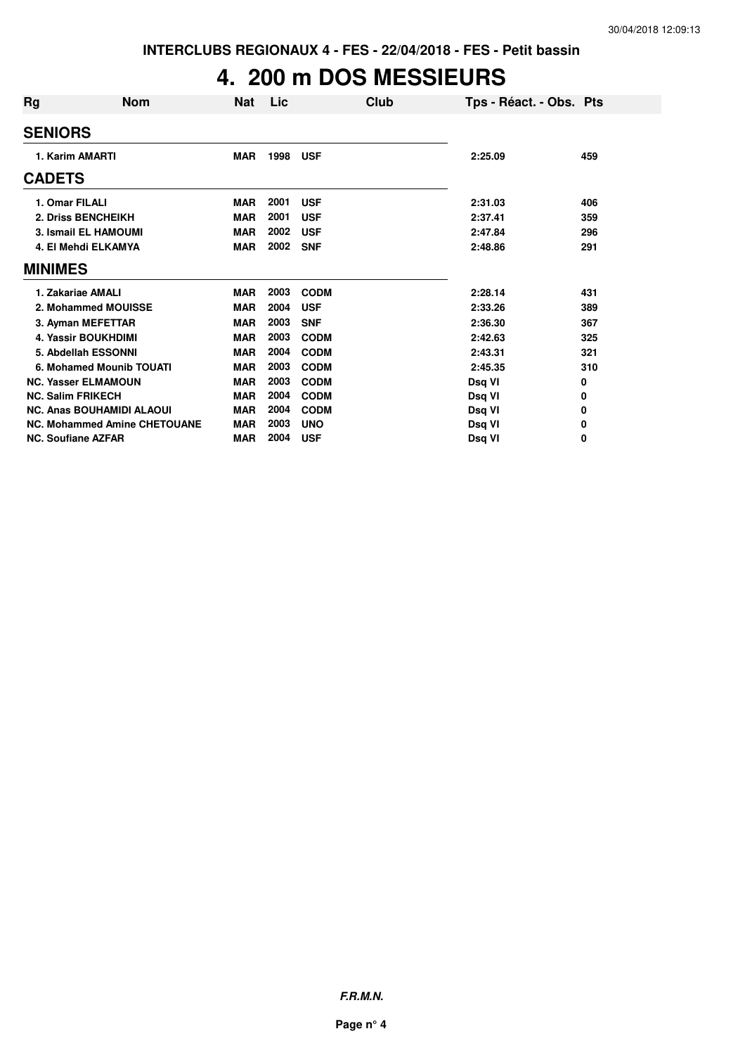INTERCLUBS REGIONAUX 4 - FES - 22/04/2018 - FES - Petit bassin

# 4. 200 m DOS MESSIEURS

| Rg | Nom | Nat | Lic | Club | Tps - Réact. - Obs. | Pts |
|---|---|---|---|---|---|---|
| **SENIORS** | | | | | | |
| 1. | Karim AMARTI | MAR | 1998 | USF | 2:25.09 | 459 |
| **CADETS** | | | | | | |
| 1. | Omar FILALI | MAR | 2001 | USF | 2:31.03 | 406 |
| 2. | Driss BENCHEIKH | MAR | 2001 | USF | 2:37.41 | 359 |
| 3. | Ismail EL HAMOUMI | MAR | 2002 | USF | 2:47.84 | 296 |
| 4. | El Mehdi ELKAMYA | MAR | 2002 | SNF | 2:48.86 | 291 |
| **MINIMES** | | | | | | |
| 1. | Zakariae AMALI | MAR | 2003 | CODM | 2:28.14 | 431 |
| 2. | Mohammed MOUISSE | MAR | 2004 | USF | 2:33.26 | 389 |
| 3. | Ayman MEFETTAR | MAR | 2003 | SNF | 2:36.30 | 367 |
| 4. | Yassir BOUKHDIMI | MAR | 2003 | CODM | 2:42.63 | 325 |
| 5. | Abdellah ESSONNI | MAR | 2004 | CODM | 2:43.31 | 321 |
| 6. | Mohamed Mounib TOUATI | MAR | 2003 | CODM | 2:45.35 | 310 |
| NC. | Yasser ELMAMOUN | MAR | 2003 | CODM | Dsq VI | 0 |
| NC. | Salim FRIKECH | MAR | 2004 | CODM | Dsq VI | 0 |
| NC. | Anas BOUHAMIDI ALAOUI | MAR | 2004 | CODM | Dsq VI | 0 |
| NC. | Mohammed Amine CHETOUANE | MAR | 2003 | UNO | Dsq VI | 0 |
| NC. | Soufiane AZFAR | MAR | 2004 | USF | Dsq VI | 0 |

*F.R.M.N.*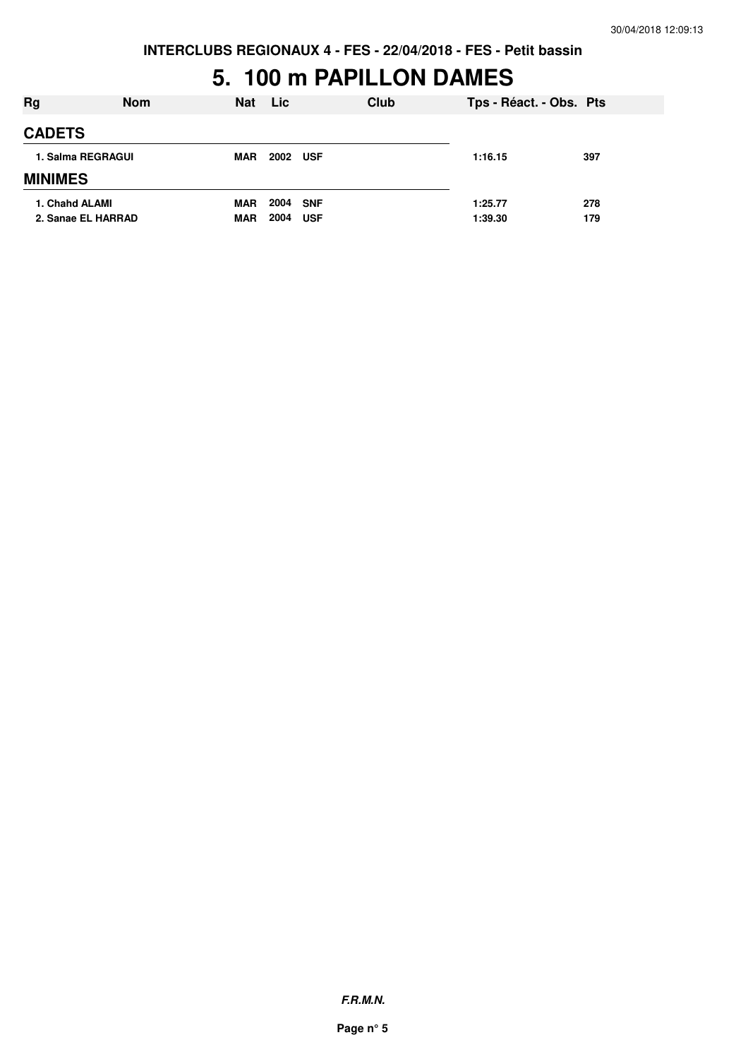INTERCLUBS REGIONAUX 4 - FES - 22/04/2018 - FES - Petit bassin

# 5. 100 m PAPILLON DAMES

| Rg | Nom | Nat | Lic | Club | Tps - Réact. - Obs. | Pts |
|---|---|---|---|---|---|---|
| **CADETS** | | | | | | |
| 1. | Salma REGRAGUI | MAR | 2002 | USF | 1:16.15 | 397 |
| **MINIMES** | | | | | | |
| 1. | Chahd ALAMI | MAR | 2004 | SNF | 1:25.77 | 278 |
| 2. | Sanae EL HARRAD | MAR | 2004 | USF | 1:39.30 | 179 |

***F.R.M.N.***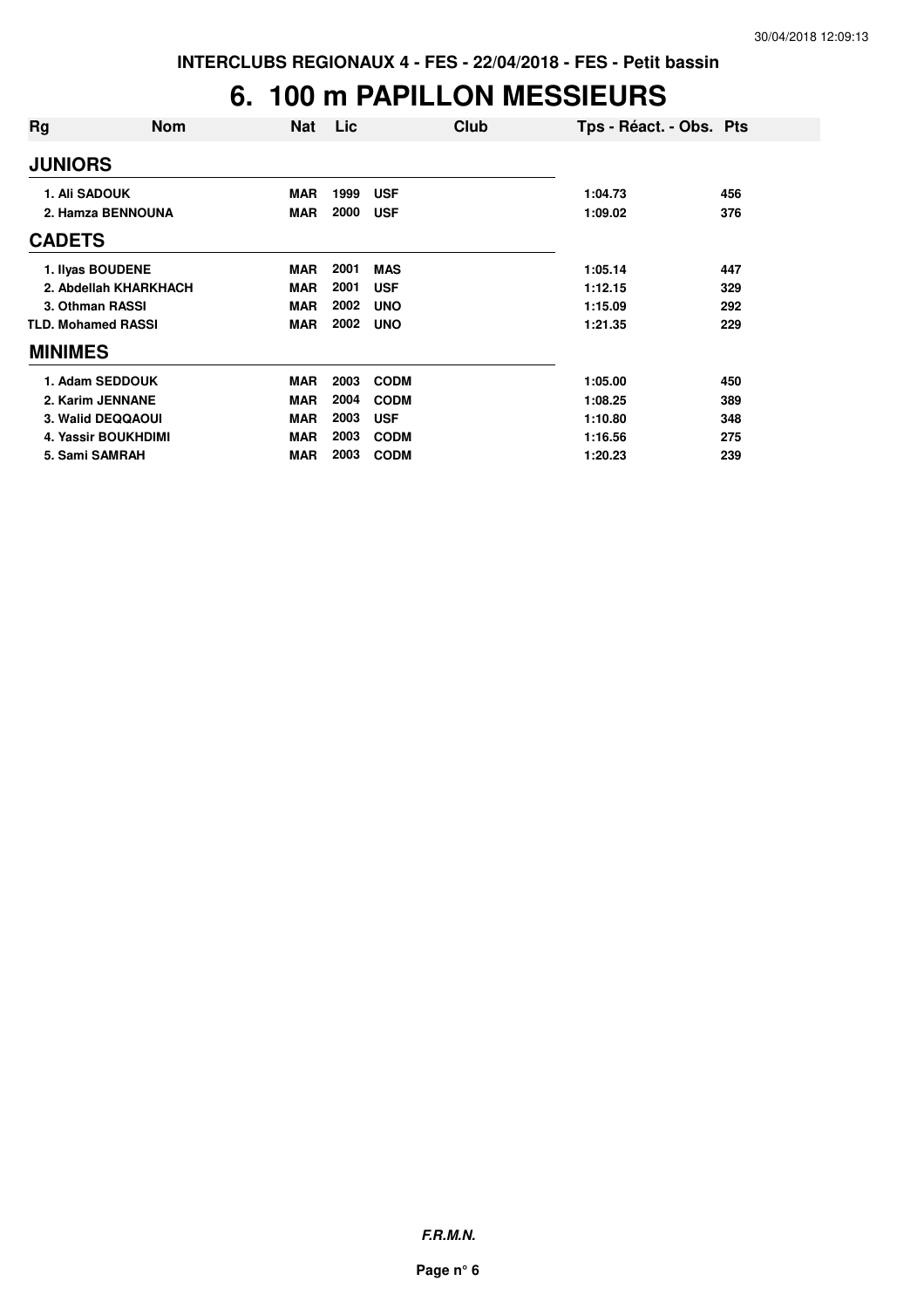INTERCLUBS REGIONAUX 4 - FES - 22/04/2018 - FES - Petit bassin

# 6. 100 m PAPILLON MESSIEURS

| Rg | Nom | Nat | Lic | Club | Tps - Réact. - Obs. | Pts |
|---|---|---|---|---|---|---|
| **JUNIORS** | | | | | | |
| 1. | Ali SADOUK | MAR | 1999 | USF | 1:04.73 | 456 |
| 2. | Hamza BENNOUNA | MAR | 2000 | USF | 1:09.02 | 376 |
| **CADETS** | | | | | | |
| 1. | Ilyas BOUDENE | MAR | 2001 | MAS | 1:05.14 | 447 |
| 2. | Abdellah KHARKHACH | MAR | 2001 | USF | 1:12.15 | 329 |
| 3. | Othman RASSI | MAR | 2002 | UNO | 1:15.09 | 292 |
| TLD. | Mohamed RASSI | MAR | 2002 | UNO | 1:21.35 | 229 |
| **MINIMES** | | | | | | |
| 1. | Adam SEDDOUK | MAR | 2003 | CODM | 1:05.00 | 450 |
| 2. | Karim JENNANE | MAR | 2004 | CODM | 1:08.25 | 389 |
| 3. | Walid DEQQAOUI | MAR | 2003 | USF | 1:10.80 | 348 |
| 4. | Yassir BOUKHDIMI | MAR | 2003 | CODM | 1:16.56 | 275 |
| 5. | Sami SAMRAH | MAR | 2003 | CODM | 1:20.23 | 239 |

*F.R.M.N.*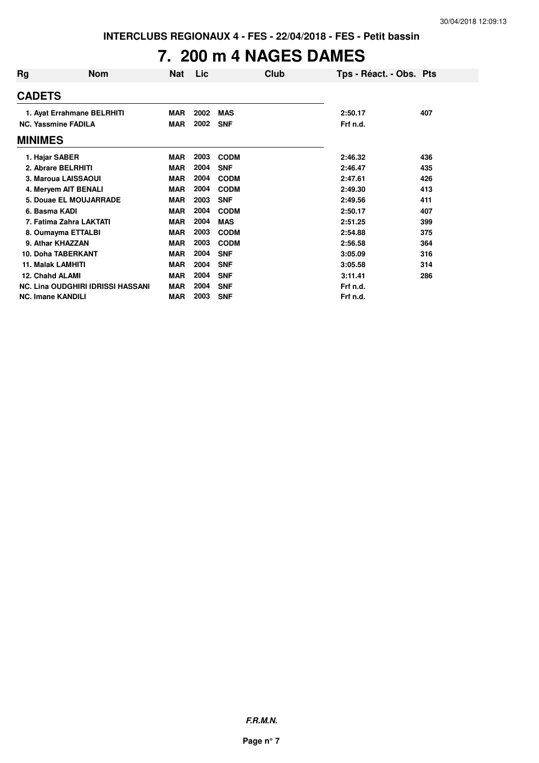INTERCLUBS REGIONAUX 4 - FES - 22/04/2018 - FES - Petit bassin

# 7. 200 m 4 NAGES DAMES

| Rg | Nom | Nat | Lic | Club | Tps - Réact. - Obs. | Pts |
|---|---|---|---|---|---|---|
| **CADETS** | | | | | | |
| 1. | Ayat Errahmane BELRHITI | MAR | 2002 | MAS | 2:50.17 | 407 |
| NC. | Yassmine FADILA | MAR | 2002 | SNF | Frf n.d. | |
| **MINIMES** | | | | | | |
| 1. | Hajar SABER | MAR | 2003 | CODM | 2:46.32 | 436 |
| 2. | Abrare BELRHITI | MAR | 2004 | SNF | 2:46.47 | 435 |
| 3. | Maroua LAISSAOUI | MAR | 2004 | CODM | 2:47.61 | 426 |
| 4. | Meryem AIT BENALI | MAR | 2004 | CODM | 2:49.30 | 413 |
| 5. | Douae EL MOUJARRADE | MAR | 2003 | SNF | 2:49.56 | 411 |
| 6. | Basma KADI | MAR | 2004 | CODM | 2:50.17 | 407 |
| 7. | Fatima Zahra LAKTATI | MAR | 2004 | MAS | 2:51.25 | 399 |
| 8. | Oumayma ETTALBI | MAR | 2003 | CODM | 2:54.88 | 375 |
| 9. | Athar KHAZZAN | MAR | 2003 | CODM | 2:56.58 | 364 |
| 10. | Doha TABERKANT | MAR | 2004 | SNF | 3:05.09 | 316 |
| 11. | Malak LAMHITI | MAR | 2004 | SNF | 3:05.58 | 314 |
| 12. | Chahd ALAMI | MAR | 2004 | SNF | 3:11.41 | 286 |
| NC. | Lina OUDGHIRI IDRISSI HASSANI | MAR | 2004 | SNF | Frf n.d. | |
| NC. | Imane KANDILI | MAR | 2003 | SNF | Frf n.d. | |

*F.R.M.N.*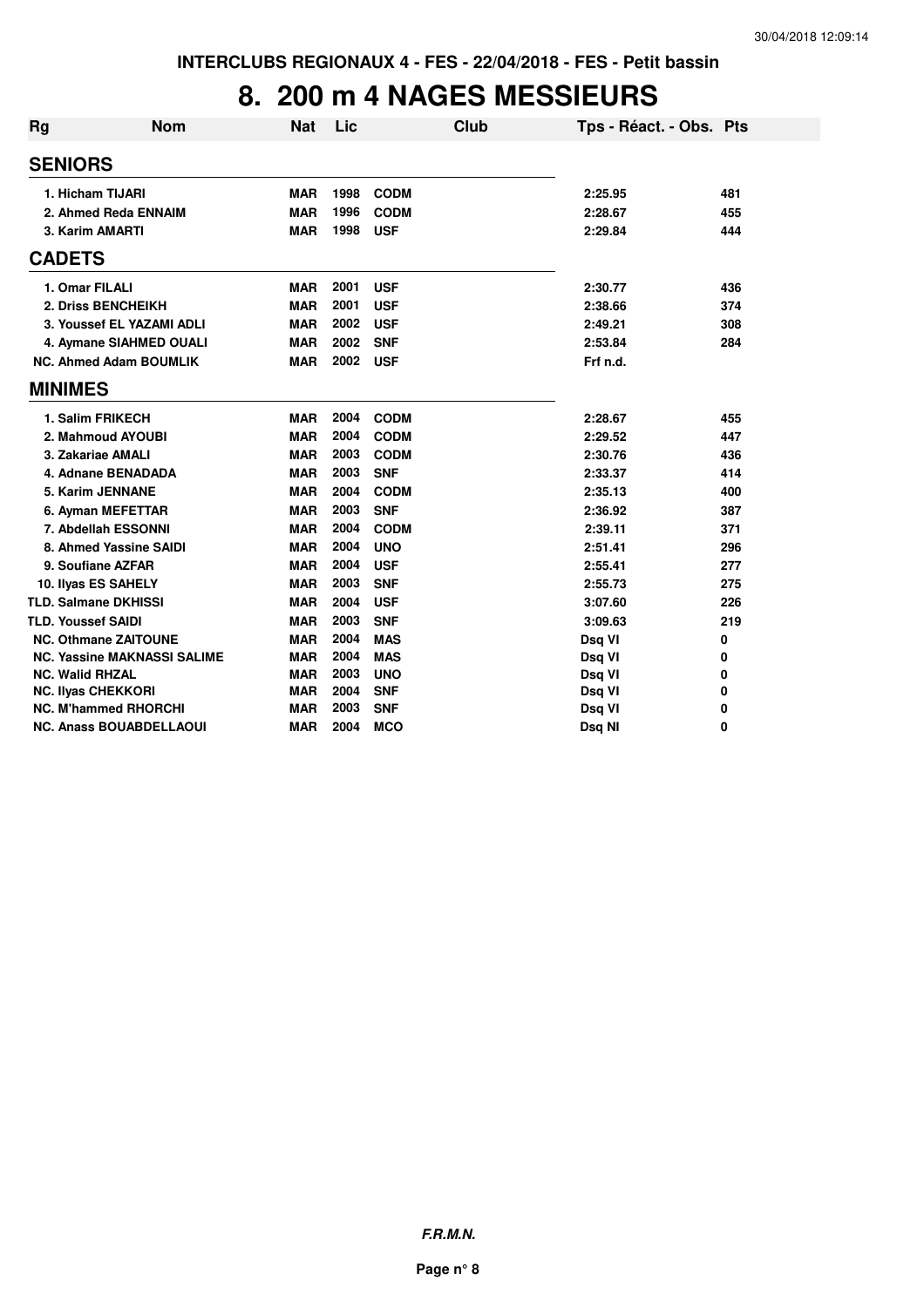INTERCLUBS REGIONAUX 4 - FES - 22/04/2018 - FES - Petit bassin

# 8. 200 m 4 NAGES MESSIEURS

| Rg | Nom | Nat | Lic | Club | Tps - Réact. - Obs. | Pts |
|---|---|---|---|---|---|---|
| **SENIORS** | | | | | | |
| 1. | Hicham TIJARI | MAR | 1998 | CODM | 2:25.95 | 481 |
| 2. | Ahmed Reda ENNAIM | MAR | 1996 | CODM | 2:28.67 | 455 |
| 3. | Karim AMARTI | MAR | 1998 | USF | 2:29.84 | 444 |
| **CADETS** | | | | | | |
| 1. | Omar FILALI | MAR | 2001 | USF | 2:30.77 | 436 |
| 2. | Driss BENCHEIKH | MAR | 2001 | USF | 2:38.66 | 374 |
| 3. | Youssef EL YAZAMI ADLI | MAR | 2002 | USF | 2:49.21 | 308 |
| 4. | Aymane SIAHMED OUALI | MAR | 2002 | SNF | 2:53.84 | 284 |
| NC. | Ahmed Adam BOUMLIK | MAR | 2002 | USF | Frf n.d. | |
| **MINIMES** | | | | | | |
| 1. | Salim FRIKECH | MAR | 2004 | CODM | 2:28.67 | 455 |
| 2. | Mahmoud AYOUBI | MAR | 2004 | CODM | 2:29.52 | 447 |
| 3. | Zakariae AMALI | MAR | 2003 | CODM | 2:30.76 | 436 |
| 4. | Adnane BENADADA | MAR | 2003 | SNF | 2:33.37 | 414 |
| 5. | Karim JENNANE | MAR | 2004 | CODM | 2:35.13 | 400 |
| 6. | Ayman MEFETTAR | MAR | 2003 | SNF | 2:36.92 | 387 |
| 7. | Abdellah ESSONNI | MAR | 2004 | CODM | 2:39.11 | 371 |
| 8. | Ahmed Yassine SAIDI | MAR | 2004 | UNO | 2:51.41 | 296 |
| 9. | Soufiane AZFAR | MAR | 2004 | USF | 2:55.41 | 277 |
| 10. | Ilyas ES SAHELY | MAR | 2003 | SNF | 2:55.73 | 275 |
| TLD. | Salmane DKHISSI | MAR | 2004 | USF | 3:07.60 | 226 |
| TLD. | Youssef SAIDI | MAR | 2003 | SNF | 3:09.63 | 219 |
| NC. | Othmane ZAITOUNE | MAR | 2004 | MAS | Dsq VI | 0 |
| NC. | Yassine MAKNASSI SALIME | MAR | 2004 | MAS | Dsq VI | 0 |
| NC. | Walid RHZAL | MAR | 2003 | UNO | Dsq VI | 0 |
| NC. | Ilyas CHEKKORI | MAR | 2004 | SNF | Dsq VI | 0 |
| NC. | M'hammed RHORCHI | MAR | 2003 | SNF | Dsq VI | 0 |
| NC. | Anass BOUABDELLAOUI | MAR | 2004 | MCO | Dsq NI | 0 |

*F.R.M.N.*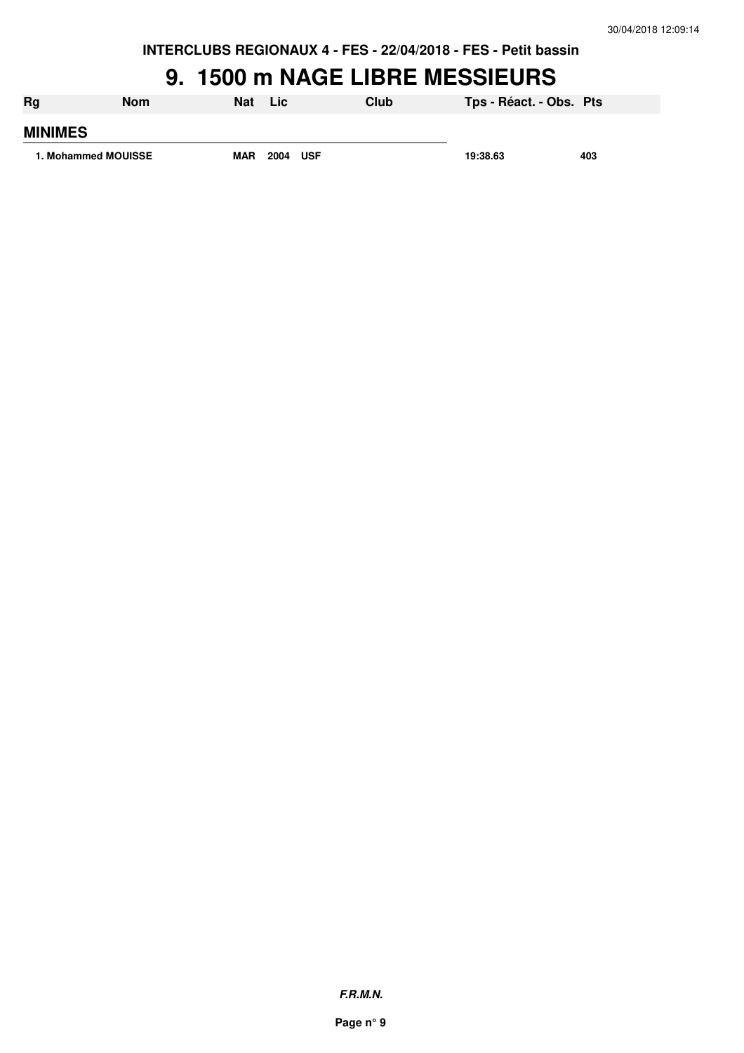# 9. 1500 m NAGE LIBRE MESSIEURS

| Rg | Nom | Nat | Lic | Club | Tps - Réact. - Obs. | Pts |
|---|---|---|---|---|---|---|
| **MINIMES** | | | | | | |
| 1. | Mohammed MOUISSE | MAR | 2004 | USF | 19:38.63 | 403 |

***F.R.M.N.***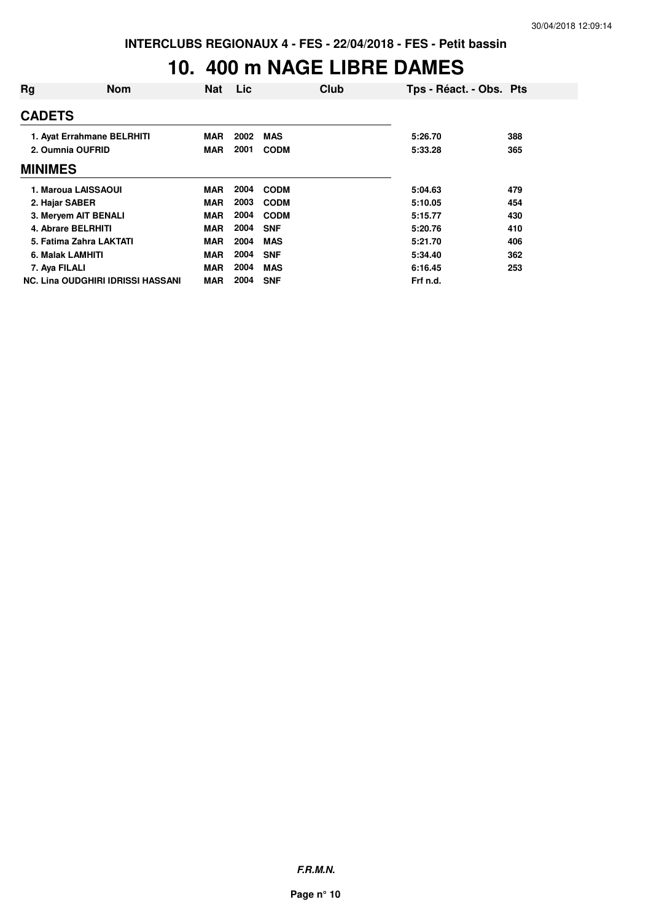**INTERCLUBS REGIONAUX 4 - FES - 22/04/2018 - FES - Petit bassin**

# 10. 400 m NAGE LIBRE DAMES

| Rg | Nom | Nat | Lic | Club | Tps - Réact. - Obs. | Pts |
|---|---|---|---|---|---|---|
| **CADETS** | | | | | | |
| 1. | Ayat Errahmane BELRHITI | MAR | 2002 | MAS | 5:26.70 | 388 |
| 2. | Oumnia OUFRID | MAR | 2001 | CODM | 5:33.28 | 365 |
| **MINIMES** | | | | | | |
| 1. | Maroua LAISSAOUI | MAR | 2004 | CODM | 5:04.63 | 479 |
| 2. | Hajar SABER | MAR | 2003 | CODM | 5:10.05 | 454 |
| 3. | Meryem AIT BENALI | MAR | 2004 | CODM | 5:15.77 | 430 |
| 4. | Abrare BELRHITI | MAR | 2004 | SNF | 5:20.76 | 410 |
| 5. | Fatima Zahra LAKTATI | MAR | 2004 | MAS | 5:21.70 | 406 |
| 6. | Malak LAMHITI | MAR | 2004 | SNF | 5:34.40 | 362 |
| 7. | Aya FILALI | MAR | 2004 | MAS | 6:16.45 | 253 |
| NC. | Lina OUDGHIRI IDRISSI HASSANI | MAR | 2004 | SNF | Frf n.d. | |

***F.R.M.N.***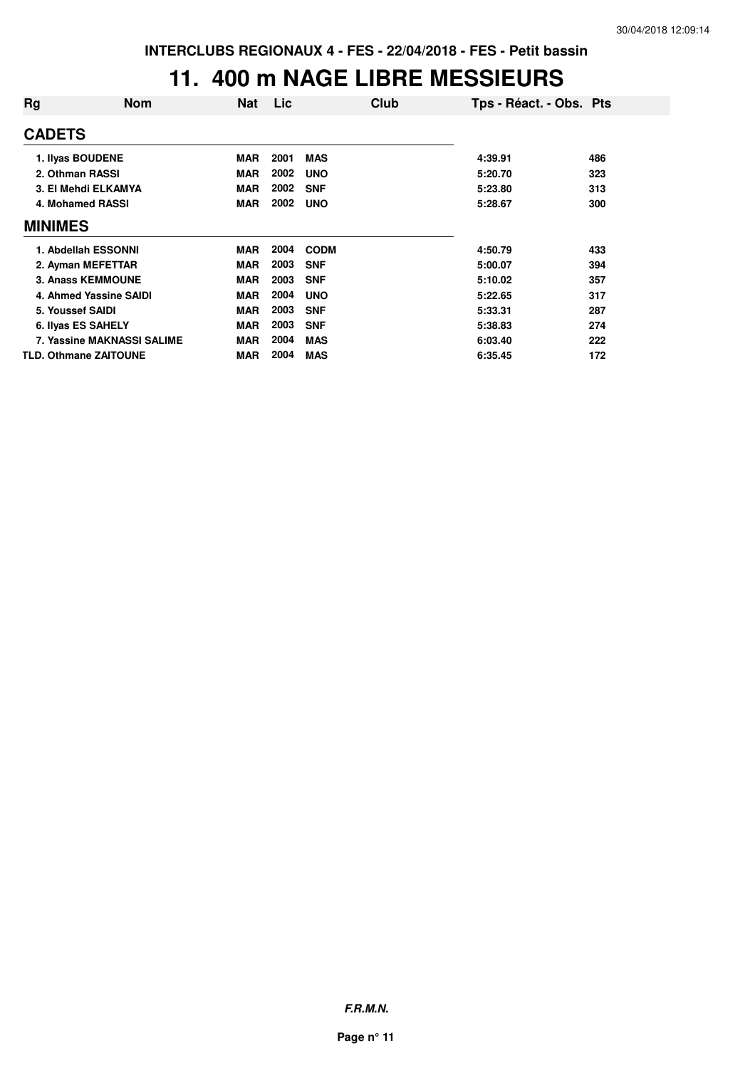INTERCLUBS REGIONAUX 4 - FES - 22/04/2018 - FES - Petit bassin

# 11. 400 m NAGE LIBRE MESSIEURS

| Rg | Nom | Nat | Lic | Club | Tps - Réact. - Obs. | Pts |
|---|---|---|---|---|---|---|
| **CADETS** | | | | | | |
| 1. Ilyas BOUDENE | | MAR | 2001 | MAS | 4:39.91 | 486 |
| 2. Othman RASSI | | MAR | 2002 | UNO | 5:20.70 | 323 |
| 3. El Mehdi ELKAMYA | | MAR | 2002 | SNF | 5:23.80 | 313 |
| 4. Mohamed RASSI | | MAR | 2002 | UNO | 5:28.67 | 300 |
| **MINIMES** | | | | | | |
| 1. Abdellah ESSONNI | | MAR | 2004 | CODM | 4:50.79 | 433 |
| 2. Ayman MEFETTAR | | MAR | 2003 | SNF | 5:00.07 | 394 |
| 3. Anass KEMMOUNE | | MAR | 2003 | SNF | 5:10.02 | 357 |
| 4. Ahmed Yassine SAIDI | | MAR | 2004 | UNO | 5:22.65 | 317 |
| 5. Youssef SAIDI | | MAR | 2003 | SNF | 5:33.31 | 287 |
| 6. Ilyas ES SAHELY | | MAR | 2003 | SNF | 5:38.83 | 274 |
| 7. Yassine MAKNASSI SALIME | | MAR | 2004 | MAS | 6:03.40 | 222 |
| TLD. Othmane ZAITOUNE | | MAR | 2004 | MAS | 6:35.45 | 172 |

*F.R.M.N.*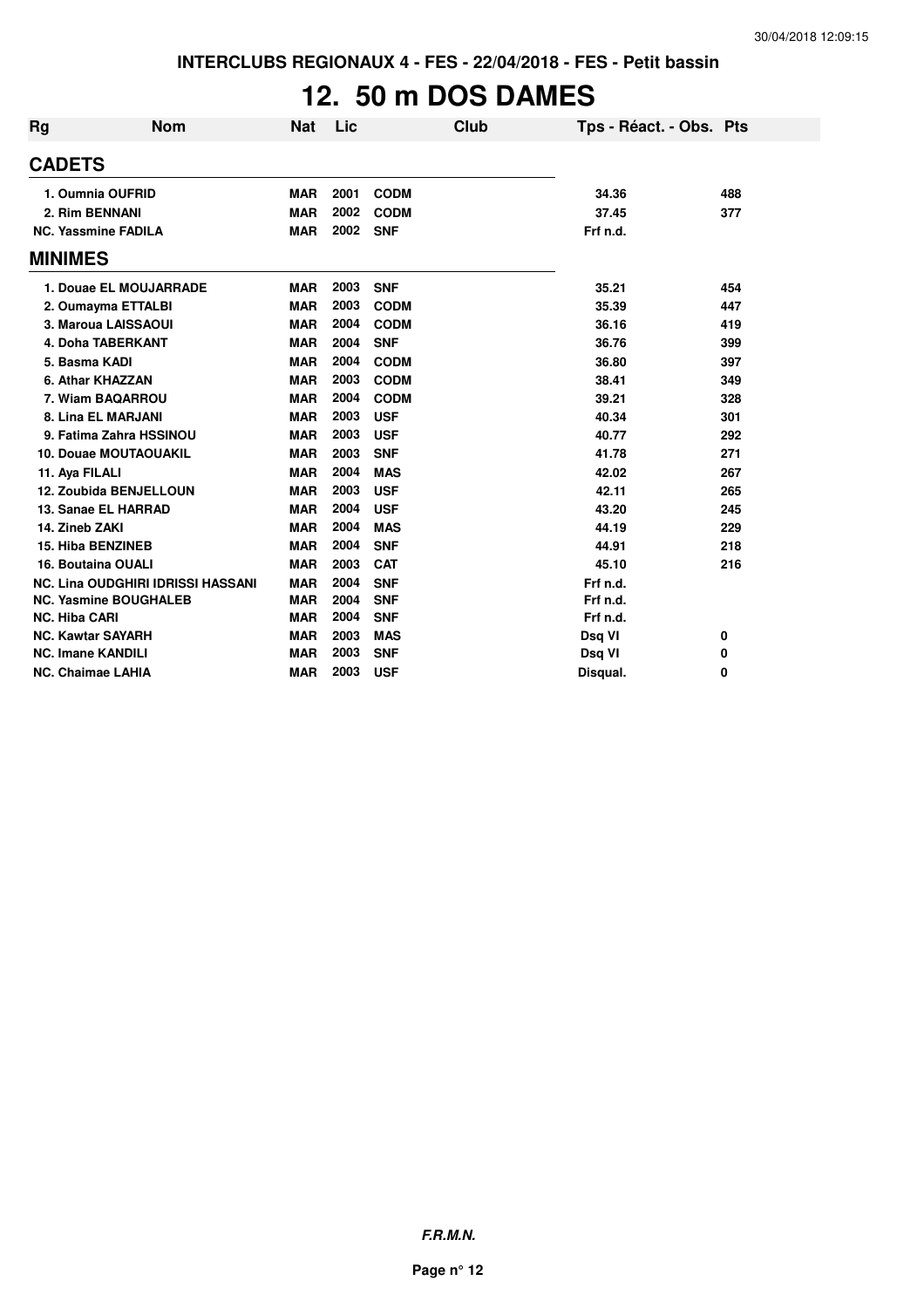# 12. 50 m DOS DAMES

| Rg | Nom | Nat | Lic | Club | Tps - Réact. - Obs. | Pts |
|---|---|---|---|---|---|---|
| **CADETS** | | | | | | |
| 1. Oumnia OUFRID | | MAR | 2001 | CODM | 34.36 | 488 |
| 2. Rim BENNANI | | MAR | 2002 | CODM | 37.45 | 377 |
| NC. Yassmine FADILA | | MAR | 2002 | SNF | Frf n.d. | |
| **MINIMES** | | | | | | |
| 1. Douae EL MOUJARRADE | | MAR | 2003 | SNF | 35.21 | 454 |
| 2. Oumayma ETTALBI | | MAR | 2003 | CODM | 35.39 | 447 |
| 3. Maroua LAISSAOUI | | MAR | 2004 | CODM | 36.16 | 419 |
| 4. Doha TABERKANT | | MAR | 2004 | SNF | 36.76 | 399 |
| 5. Basma KADI | | MAR | 2004 | CODM | 36.80 | 397 |
| 6. Athar KHAZZAN | | MAR | 2003 | CODM | 38.41 | 349 |
| 7. Wiam BAQARROU | | MAR | 2004 | CODM | 39.21 | 328 |
| 8. Lina EL MARJANI | | MAR | 2003 | USF | 40.34 | 301 |
| 9. Fatima Zahra HSSINOU | | MAR | 2003 | USF | 40.77 | 292 |
| 10. Douae MOUTAOUAKIL | | MAR | 2003 | SNF | 41.78 | 271 |
| 11. Aya FILALI | | MAR | 2004 | MAS | 42.02 | 267 |
| 12. Zoubida BENJELLOUN | | MAR | 2003 | USF | 42.11 | 265 |
| 13. Sanae EL HARRAD | | MAR | 2004 | USF | 43.20 | 245 |
| 14. Zineb ZAKI | | MAR | 2004 | MAS | 44.19 | 229 |
| 15. Hiba BENZINEB | | MAR | 2004 | SNF | 44.91 | 218 |
| 16. Boutaina OUALI | | MAR | 2003 | CAT | 45.10 | 216 |
| NC. Lina OUDGHIRI IDRISSI HASSANI | | MAR | 2004 | SNF | Frf n.d. | |
| NC. Yasmine BOUGHALEB | | MAR | 2004 | SNF | Frf n.d. | |
| NC. Hiba CARI | | MAR | 2004 | SNF | Frf n.d. | |
| NC. Kawtar SAYARH | | MAR | 2003 | MAS | Dsq VI | 0 |
| NC. Imane KANDILI | | MAR | 2003 | SNF | Dsq VI | 0 |
| NC. Chaimae LAHIA | | MAR | 2003 | USF | Disqual. | 0 |

***F.R.M.N.***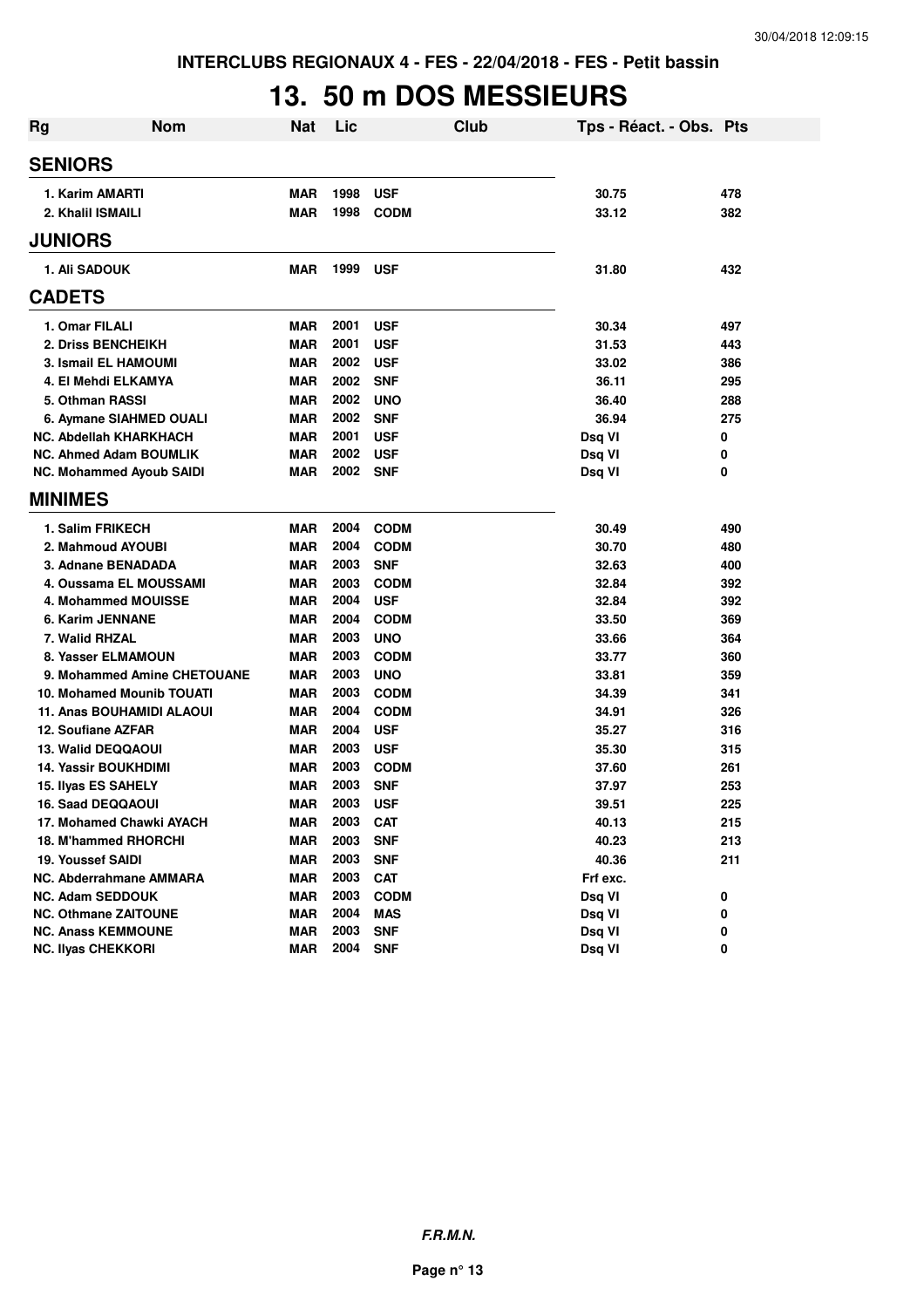INTERCLUBS REGIONAUX 4 - FES - 22/04/2018 - FES - Petit bassin

# 13. 50 m DOS MESSIEURS

| Rg | Nom | Nat | Lic | Club | Tps - Réact. - Obs. | Pts |
|---|---|---|---|---|---|---|
| **SENIORS** | | | | | | |
| 1. Karim AMARTI | | MAR | 1998 | USF | 30.75 | 478 |
| 2. Khalil ISMAILI | | MAR | 1998 | CODM | 33.12 | 382 |
| **JUNIORS** | | | | | | |
| 1. Ali SADOUK | | MAR | 1999 | USF | 31.80 | 432 |
| **CADETS** | | | | | | |
| 1. Omar FILALI | | MAR | 2001 | USF | 30.34 | 497 |
| 2. Driss BENCHEIKH | | MAR | 2001 | USF | 31.53 | 443 |
| 3. Ismail EL HAMOUMI | | MAR | 2002 | USF | 33.02 | 386 |
| 4. El Mehdi ELKAMYA | | MAR | 2002 | SNF | 36.11 | 295 |
| 5. Othman RASSI | | MAR | 2002 | UNO | 36.40 | 288 |
| 6. Aymane SIAHMED OUALI | | MAR | 2002 | SNF | 36.94 | 275 |
| NC. Abdellah KHARKHACH | | MAR | 2001 | USF | Dsq VI | 0 |
| NC. Ahmed Adam BOUMLIK | | MAR | 2002 | USF | Dsq VI | 0 |
| NC. Mohammed Ayoub SAIDI | | MAR | 2002 | SNF | Dsq VI | 0 |
| **MINIMES** | | | | | | |
| 1. Salim FRIKECH | | MAR | 2004 | CODM | 30.49 | 490 |
| 2. Mahmoud AYOUBI | | MAR | 2004 | CODM | 30.70 | 480 |
| 3. Adnane BENADADA | | MAR | 2003 | SNF | 32.63 | 400 |
| 4. Oussama EL MOUSSAMI | | MAR | 2003 | CODM | 32.84 | 392 |
| 4. Mohammed MOUISSE | | MAR | 2004 | USF | 32.84 | 392 |
| 6. Karim JENNANE | | MAR | 2004 | CODM | 33.50 | 369 |
| 7. Walid RHZAL | | MAR | 2003 | UNO | 33.66 | 364 |
| 8. Yasser ELMAMOUN | | MAR | 2003 | CODM | 33.77 | 360 |
| 9. Mohammed Amine CHETOUANE | | MAR | 2003 | UNO | 33.81 | 359 |
| 10. Mohamed Mounib TOUATI | | MAR | 2003 | CODM | 34.39 | 341 |
| 11. Anas BOUHAMIDI ALAOUI | | MAR | 2004 | CODM | 34.91 | 326 |
| 12. Soufiane AZFAR | | MAR | 2004 | USF | 35.27 | 316 |
| 13. Walid DEQQAOUI | | MAR | 2003 | USF | 35.30 | 315 |
| 14. Yassir BOUKHDIMI | | MAR | 2003 | CODM | 37.60 | 261 |
| 15. Ilyas ES SAHELY | | MAR | 2003 | SNF | 37.97 | 253 |
| 16. Saad DEQQAOUI | | MAR | 2003 | USF | 39.51 | 225 |
| 17. Mohamed Chawki AYACH | | MAR | 2003 | CAT | 40.13 | 215 |
| 18. M'hammed RHORCHI | | MAR | 2003 | SNF | 40.23 | 213 |
| 19. Youssef SAIDI | | MAR | 2003 | SNF | 40.36 | 211 |
| NC. Abderrahmane AMMARA | | MAR | 2003 | CAT | Frf exc. | |
| NC. Adam SEDDOUK | | MAR | 2003 | CODM | Dsq VI | 0 |
| NC. Othmane ZAITOUNE | | MAR | 2004 | MAS | Dsq VI | 0 |
| NC. Anass KEMMOUNE | | MAR | 2003 | SNF | Dsq VI | 0 |
| NC. Ilyas CHEKKORI | | MAR | 2004 | SNF | Dsq VI | 0 |

*F.R.M.N.*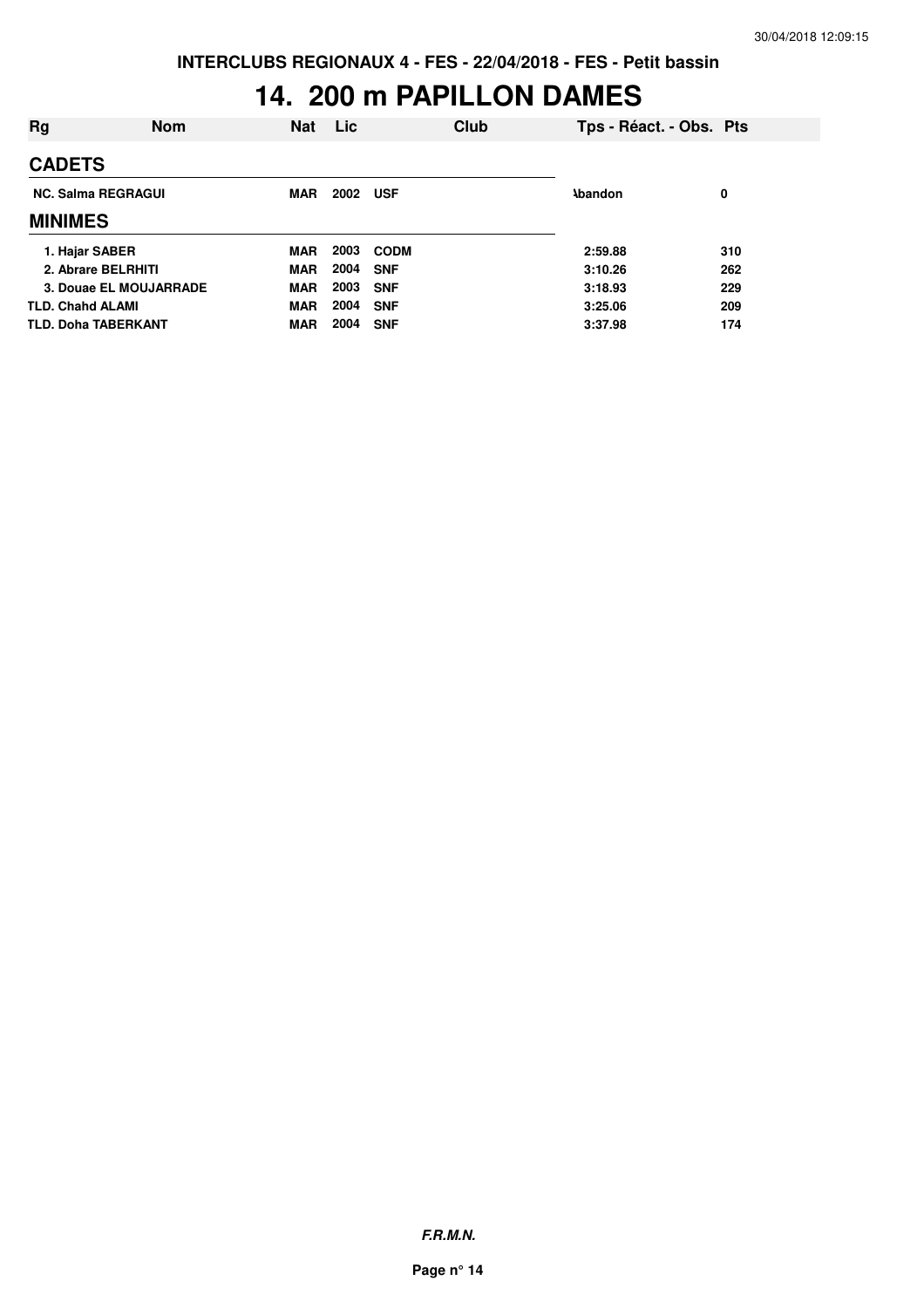# 14. 200 m PAPILLON DAMES

| Rg | Nom | Nat | Lic | Club | Tps - Réact. - Obs. | Pts |
|---|---|---|---|---|---|---|
| **CADETS** | | | | | | |
| NC. | Salma REGRAGUI | MAR | 2002 | USF | Abandon | 0 |
| **MINIMES** | | | | | | |
| 1. | Hajar SABER | MAR | 2003 | CODM | 2:59.88 | 310 |
| 2. | Abrare BELRHITI | MAR | 2004 | SNF | 3:10.26 | 262 |
| 3. | Douae EL MOUJARRADE | MAR | 2003 | SNF | 3:18.93 | 229 |
| TLD. | Chahd ALAMI | MAR | 2004 | SNF | 3:25.06 | 209 |
| TLD. | Doha TABERKANT | MAR | 2004 | SNF | 3:37.98 | 174 |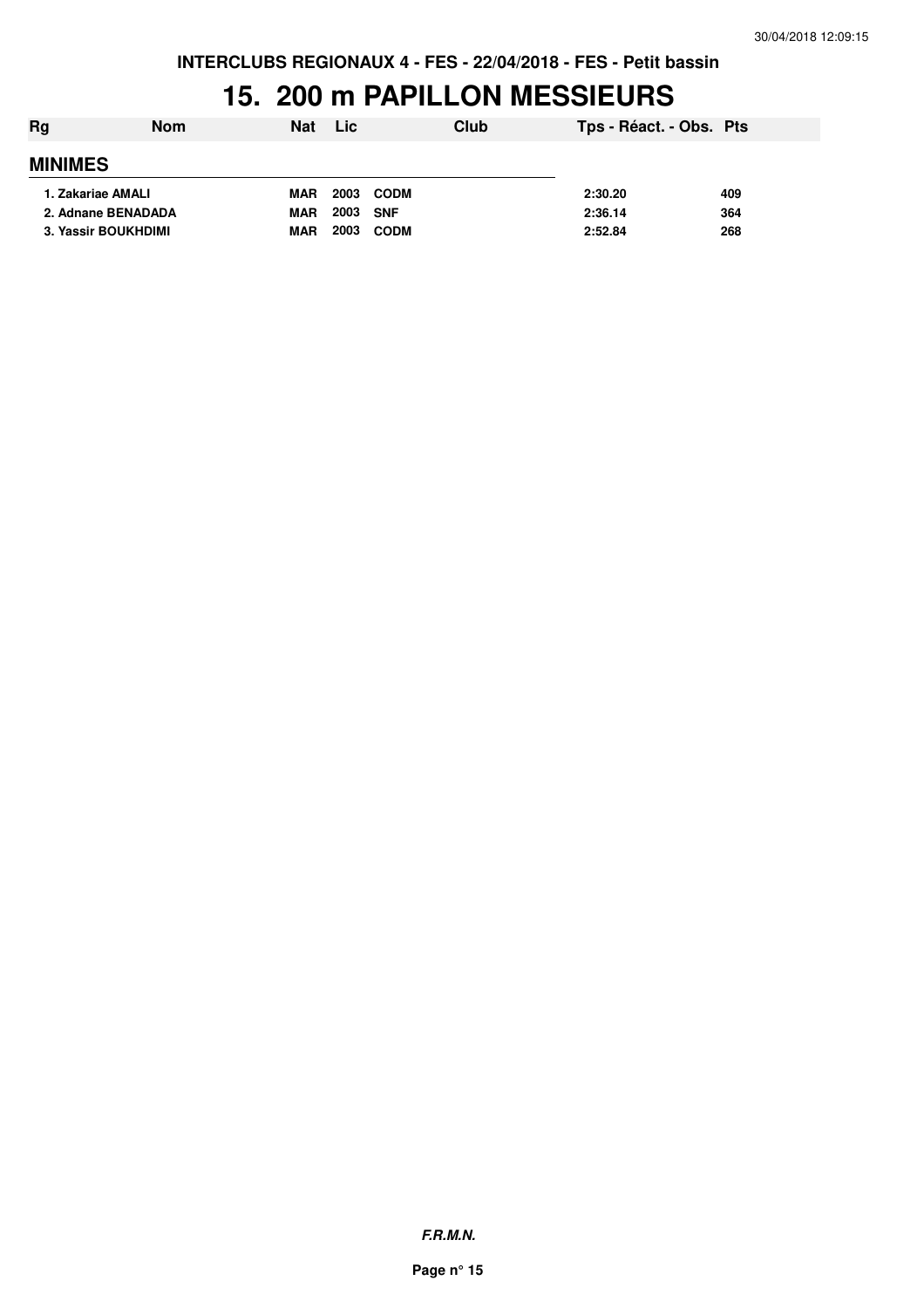INTERCLUBS REGIONAUX 4 - FES - 22/04/2018 - FES - Petit bassin

# 15. 200 m PAPILLON MESSIEURS

| Rg | Nom | Nat | Lic | Club | Tps - Réact. - Obs. | Pts |
|---|---|---|---|---|---|---|
| **MINIMES** | | | | | | |
| 1. | Zakariae AMALI | MAR | 2003 | CODM | 2:30.20 | 409 |
| 2. | Adnane BENADADA | MAR | 2003 | SNF | 2:36.14 | 364 |
| 3. | Yassir BOUKHDIMI | MAR | 2003 | CODM | 2:52.84 | 268 |

***F.R.M.N.***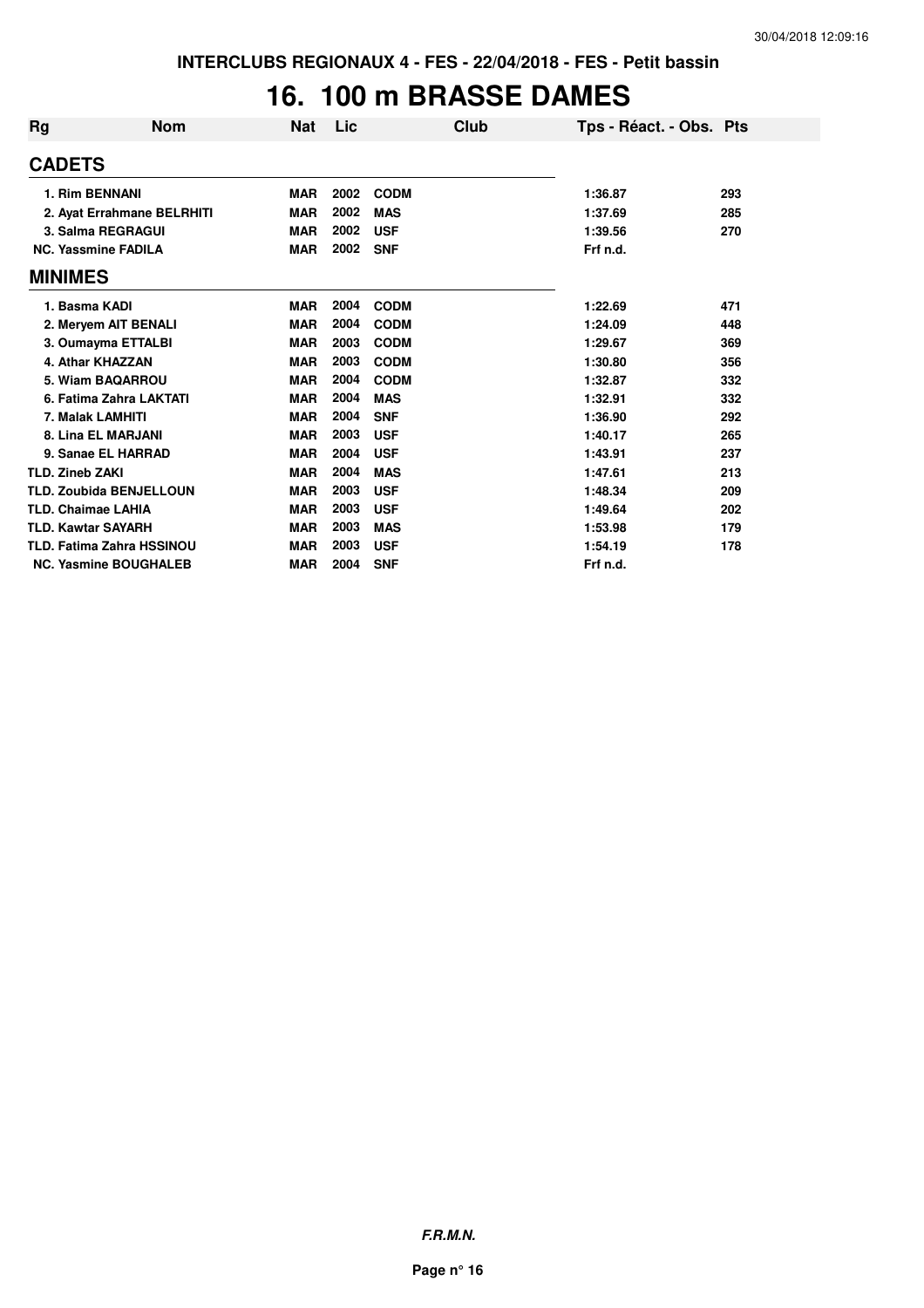INTERCLUBS REGIONAUX 4 - FES - 22/04/2018 - FES - Petit bassin

# 16. 100 m BRASSE DAMES

| Rg | Nom | Nat | Lic | Club | Tps - Réact. - Obs. | Pts |
|---|---|---|---|---|---|---|
| **CADETS** | | | | | | |
| 1. | Rim BENNANI | MAR | 2002 | CODM | 1:36.87 | 293 |
| 2. | Ayat Errahmane BELRHITI | MAR | 2002 | MAS | 1:37.69 | 285 |
| 3. | Salma REGRAGUI | MAR | 2002 | USF | 1:39.56 | 270 |
| NC. | Yassmine FADILA | MAR | 2002 | SNF | Frf n.d. | |
| **MINIMES** | | | | | | |
| 1. | Basma KADI | MAR | 2004 | CODM | 1:22.69 | 471 |
| 2. | Meryem AIT BENALI | MAR | 2004 | CODM | 1:24.09 | 448 |
| 3. | Oumayma ETTALBI | MAR | 2003 | CODM | 1:29.67 | 369 |
| 4. | Athar KHAZZAN | MAR | 2003 | CODM | 1:30.80 | 356 |
| 5. | Wiam BAQARROU | MAR | 2004 | CODM | 1:32.87 | 332 |
| 6. | Fatima Zahra LAKTATI | MAR | 2004 | MAS | 1:32.91 | 332 |
| 7. | Malak LAMHITI | MAR | 2004 | SNF | 1:36.90 | 292 |
| 8. | Lina EL MARJANI | MAR | 2003 | USF | 1:40.17 | 265 |
| 9. | Sanae EL HARRAD | MAR | 2004 | USF | 1:43.91 | 237 |
| TLD. | Zineb ZAKI | MAR | 2004 | MAS | 1:47.61 | 213 |
| TLD. | Zoubida BENJELLOUN | MAR | 2003 | USF | 1:48.34 | 209 |
| TLD. | Chaimae LAHIA | MAR | 2003 | USF | 1:49.64 | 202 |
| TLD. | Kawtar SAYARH | MAR | 2003 | MAS | 1:53.98 | 179 |
| TLD. | Fatima Zahra HSSINOU | MAR | 2003 | USF | 1:54.19 | 178 |
| NC. | Yasmine BOUGHALEB | MAR | 2004 | SNF | Frf n.d. | |

*F.R.M.N.*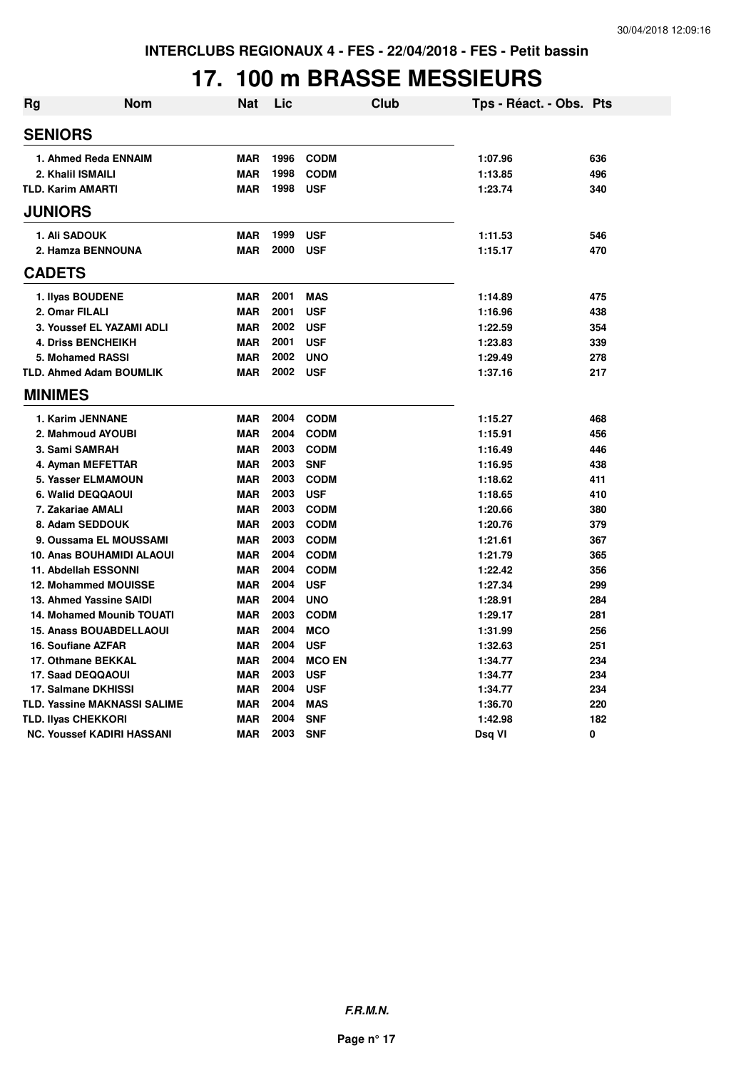**INTERCLUBS REGIONAUX 4 - FES - 22/04/2018 - FES - Petit bassin**

# 17. 100 m BRASSE MESSIEURS

| Rg | Nom | Nat | Lic | Club | Tps - Réact. - Obs. | Pts |
|---|---|---|---|---|---|---|
| **SENIORS** | | | | | | |
| 1. | Ahmed Reda ENNAIM | MAR | 1996 | CODM | 1:07.96 | 636 |
| 2. | Khalil ISMAILI | MAR | 1998 | CODM | 1:13.85 | 496 |
| TLD. | Karim AMARTI | MAR | 1998 | USF | 1:23.74 | 340 |
| **JUNIORS** | | | | | | |
| 1. | Ali SADOUK | MAR | 1999 | USF | 1:11.53 | 546 |
| 2. | Hamza BENNOUNA | MAR | 2000 | USF | 1:15.17 | 470 |
| **CADETS** | | | | | | |
| 1. | Ilyas BOUDENE | MAR | 2001 | MAS | 1:14.89 | 475 |
| 2. | Omar FILALI | MAR | 2001 | USF | 1:16.96 | 438 |
| 3. | Youssef EL YAZAMI ADLI | MAR | 2002 | USF | 1:22.59 | 354 |
| 4. | Driss BENCHEIKH | MAR | 2001 | USF | 1:23.83 | 339 |
| 5. | Mohamed RASSI | MAR | 2002 | UNO | 1:29.49 | 278 |
| TLD. | Ahmed Adam BOUMLIK | MAR | 2002 | USF | 1:37.16 | 217 |
| **MINIMES** | | | | | | |
| 1. | Karim JENNANE | MAR | 2004 | CODM | 1:15.27 | 468 |
| 2. | Mahmoud AYOUBI | MAR | 2004 | CODM | 1:15.91 | 456 |
| 3. | Sami SAMRAH | MAR | 2003 | CODM | 1:16.49 | 446 |
| 4. | Ayman MEFETTAR | MAR | 2003 | SNF | 1:16.95 | 438 |
| 5. | Yasser ELMAMOUN | MAR | 2003 | CODM | 1:18.62 | 411 |
| 6. | Walid DEQQAOUI | MAR | 2003 | USF | 1:18.65 | 410 |
| 7. | Zakariae AMALI | MAR | 2003 | CODM | 1:20.66 | 380 |
| 8. | Adam SEDDOUK | MAR | 2003 | CODM | 1:20.76 | 379 |
| 9. | Oussama EL MOUSSAMI | MAR | 2003 | CODM | 1:21.61 | 367 |
| 10. | Anas BOUHAMIDI ALAOUI | MAR | 2004 | CODM | 1:21.79 | 365 |
| 11. | Abdellah ESSONNI | MAR | 2004 | CODM | 1:22.42 | 356 |
| 12. | Mohammed MOUISSE | MAR | 2004 | USF | 1:27.34 | 299 |
| 13. | Ahmed Yassine SAIDI | MAR | 2004 | UNO | 1:28.91 | 284 |
| 14. | Mohamed Mounib TOUATI | MAR | 2003 | CODM | 1:29.17 | 281 |
| 15. | Anass BOUABDELLAOUI | MAR | 2004 | MCO | 1:31.99 | 256 |
| 16. | Soufiane AZFAR | MAR | 2004 | USF | 1:32.63 | 251 |
| 17. | Othmane BEKKAL | MAR | 2004 | MCO EN | 1:34.77 | 234 |
| 17. | Saad DEQQAOUI | MAR | 2003 | USF | 1:34.77 | 234 |
| 17. | Salmane DKHISSI | MAR | 2004 | USF | 1:34.77 | 234 |
| TLD. | Yassine MAKNASSI SALIME | MAR | 2004 | MAS | 1:36.70 | 220 |
| TLD. | Ilyas CHEKKORI | MAR | 2004 | SNF | 1:42.98 | 182 |
| NC. | Youssef KADIRI HASSANI | MAR | 2003 | SNF | Dsq VI | 0 |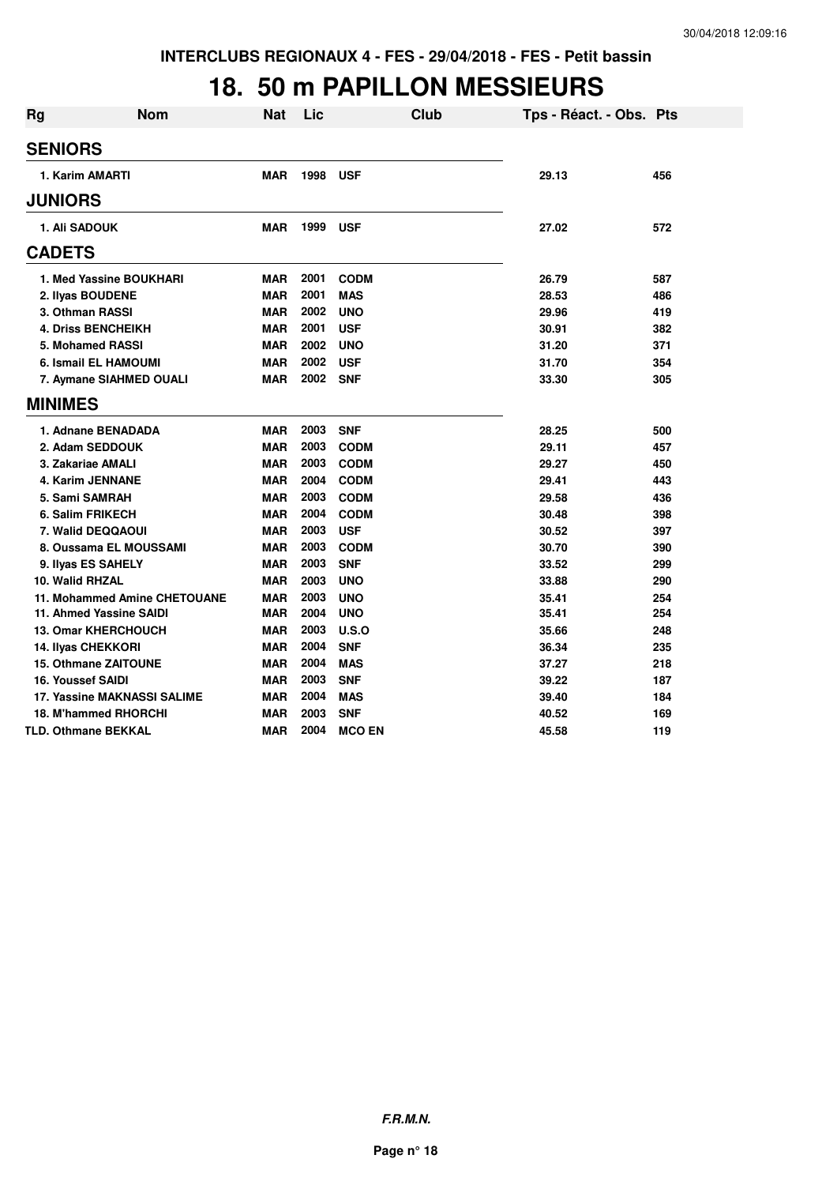INTERCLUBS REGIONAUX 4 - FES - 29/04/2018 - FES - Petit bassin

# 18. 50 m PAPILLON MESSIEURS

| Rg | Nom | Nat | Lic | Club | Tps - Réact. - Obs. | Pts |
|---|---|---|---|---|---|---|
| **SENIORS** | | | | | | |
| 1. Karim AMARTI | | MAR | 1998 | USF | 29.13 | 456 |
| **JUNIORS** | | | | | | |
| 1. Ali SADOUK | | MAR | 1999 | USF | 27.02 | 572 |
| **CADETS** | | | | | | |
| 1. Med Yassine BOUKHARI | | MAR | 2001 | CODM | 26.79 | 587 |
| 2. Ilyas BOUDENE | | MAR | 2001 | MAS | 28.53 | 486 |
| 3. Othman RASSI | | MAR | 2002 | UNO | 29.96 | 419 |
| 4. Driss BENCHEIKH | | MAR | 2001 | USF | 30.91 | 382 |
| 5. Mohamed RASSI | | MAR | 2002 | UNO | 31.20 | 371 |
| 6. Ismail EL HAMOUMI | | MAR | 2002 | USF | 31.70 | 354 |
| 7. Aymane SIAHMED OUALI | | MAR | 2002 | SNF | 33.30 | 305 |
| **MINIMES** | | | | | | |
| 1. Adnane BENADADA | | MAR | 2003 | SNF | 28.25 | 500 |
| 2. Adam SEDDOUK | | MAR | 2003 | CODM | 29.11 | 457 |
| 3. Zakariae AMALI | | MAR | 2003 | CODM | 29.27 | 450 |
| 4. Karim JENNANE | | MAR | 2004 | CODM | 29.41 | 443 |
| 5. Sami SAMRAH | | MAR | 2003 | CODM | 29.58 | 436 |
| 6. Salim FRIKECH | | MAR | 2004 | CODM | 30.48 | 398 |
| 7. Walid DEQQAOUI | | MAR | 2003 | USF | 30.52 | 397 |
| 8. Oussama EL MOUSSAMI | | MAR | 2003 | CODM | 30.70 | 390 |
| 9. Ilyas ES SAHELY | | MAR | 2003 | SNF | 33.52 | 299 |
| 10. Walid RHZAL | | MAR | 2003 | UNO | 33.88 | 290 |
| 11. Mohammed Amine CHETOUANE | | MAR | 2003 | UNO | 35.41 | 254 |
| 11. Ahmed Yassine SAIDI | | MAR | 2004 | UNO | 35.41 | 254 |
| 13. Omar KHERCHOUCH | | MAR | 2003 | U.S.O | 35.66 | 248 |
| 14. Ilyas CHEKKORI | | MAR | 2004 | SNF | 36.34 | 235 |
| 15. Othmane ZAITOUNE | | MAR | 2004 | MAS | 37.27 | 218 |
| 16. Youssef SAIDI | | MAR | 2003 | SNF | 39.22 | 187 |
| 17. Yassine MAKNASSI SALIME | | MAR | 2004 | MAS | 39.40 | 184 |
| 18. M'hammed RHORCHI | | MAR | 2003 | SNF | 40.52 | 169 |
| TLD. Othmane BEKKAL | | MAR | 2004 | MCO EN | 45.58 | 119 |

*F.R.M.N.*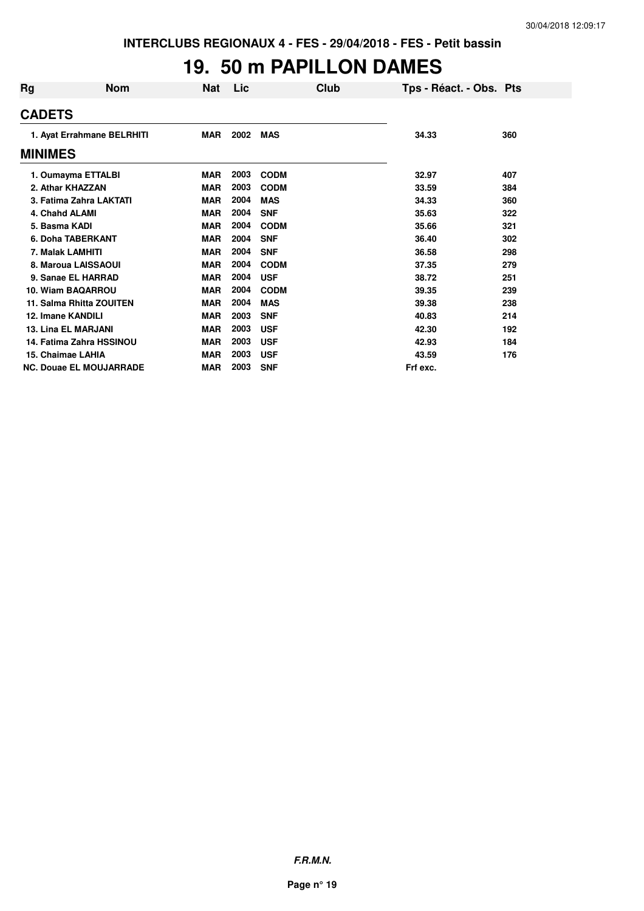INTERCLUBS REGIONAUX 4 - FES - 29/04/2018 - FES - Petit bassin

# 19. 50 m PAPILLON DAMES

| Rg | Nom | Nat | Lic | Club | Tps - Réact. - Obs. | Pts |
|---|---|---|---|---|---|---|
| **CADETS** | | | | | | |
| 1. | Ayat Errahmane BELRHITI | MAR | 2002 | MAS | 34.33 | 360 |
| **MINIMES** | | | | | | |
| 1. | Oumayma ETTALBI | MAR | 2003 | CODM | 32.97 | 407 |
| 2. | Athar KHAZZAN | MAR | 2003 | CODM | 33.59 | 384 |
| 3. | Fatima Zahra LAKTATI | MAR | 2004 | MAS | 34.33 | 360 |
| 4. | Chahd ALAMI | MAR | 2004 | SNF | 35.63 | 322 |
| 5. | Basma KADI | MAR | 2004 | CODM | 35.66 | 321 |
| 6. | Doha TABERKANT | MAR | 2004 | SNF | 36.40 | 302 |
| 7. | Malak LAMHITI | MAR | 2004 | SNF | 36.58 | 298 |
| 8. | Maroua LAISSAOUI | MAR | 2004 | CODM | 37.35 | 279 |
| 9. | Sanae EL HARRAD | MAR | 2004 | USF | 38.72 | 251 |
| 10. | Wiam BAQARROU | MAR | 2004 | CODM | 39.35 | 239 |
| 11. | Salma Rhitta ZOUITEN | MAR | 2004 | MAS | 39.38 | 238 |
| 12. | Imane KANDILI | MAR | 2003 | SNF | 40.83 | 214 |
| 13. | Lina EL MARJANI | MAR | 2003 | USF | 42.30 | 192 |
| 14. | Fatima Zahra HSSINOU | MAR | 2003 | USF | 42.93 | 184 |
| 15. | Chaimae LAHIA | MAR | 2003 | USF | 43.59 | 176 |
| NC. | Douae EL MOUJARRADE | MAR | 2003 | SNF | Frf exc. | |

*F.R.M.N.*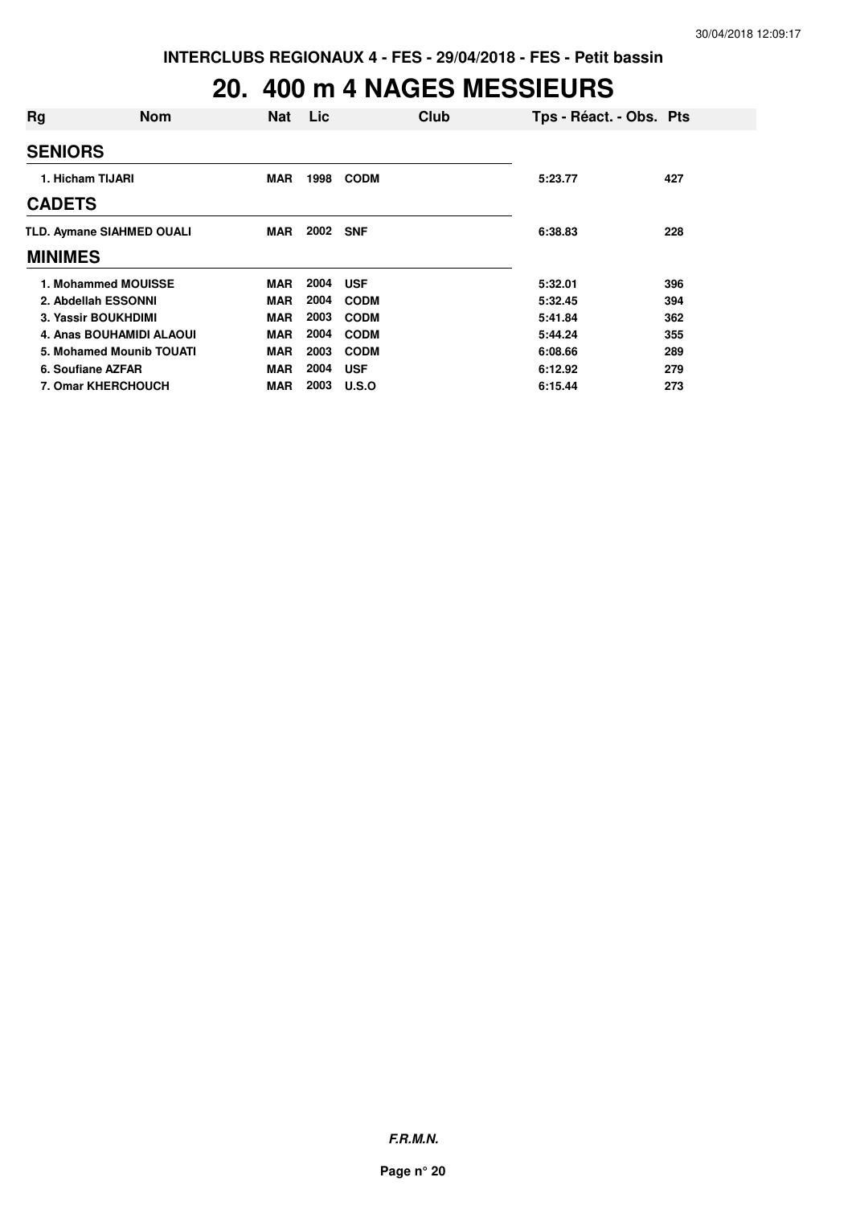INTERCLUBS REGIONAUX 4 - FES - 29/04/2018 - FES - Petit bassin

# 20. 400 m 4 NAGES MESSIEURS

| Rg | Nom | Nat | Lic | Club | Tps - Réact. - Obs. | Pts |
|---|---|---|---|---|---|---|
| **SENIORS** | | | | | | |
| 1. | Hicham TIJARI | MAR | 1998 | CODM | 5:23.77 | 427 |
| **CADETS** | | | | | | |
| TLD. | Aymane SIAHMED OUALI | MAR | 2002 | SNF | 6:38.83 | 228 |
| **MINIMES** | | | | | | |
| 1. | Mohammed MOUISSE | MAR | 2004 | USF | 5:32.01 | 396 |
| 2. | Abdellah ESSONNI | MAR | 2004 | CODM | 5:32.45 | 394 |
| 3. | Yassir BOUKHDIMI | MAR | 2003 | CODM | 5:41.84 | 362 |
| 4. | Anas BOUHAMIDI ALAOUI | MAR | 2004 | CODM | 5:44.24 | 355 |
| 5. | Mohamed Mounib TOUATI | MAR | 2003 | CODM | 6:08.66 | 289 |
| 6. | Soufiane AZFAR | MAR | 2004 | USF | 6:12.92 | 279 |
| 7. | Omar KHERCHOUCH | MAR | 2003 | U.S.O | 6:15.44 | 273 |

*F.R.M.N.*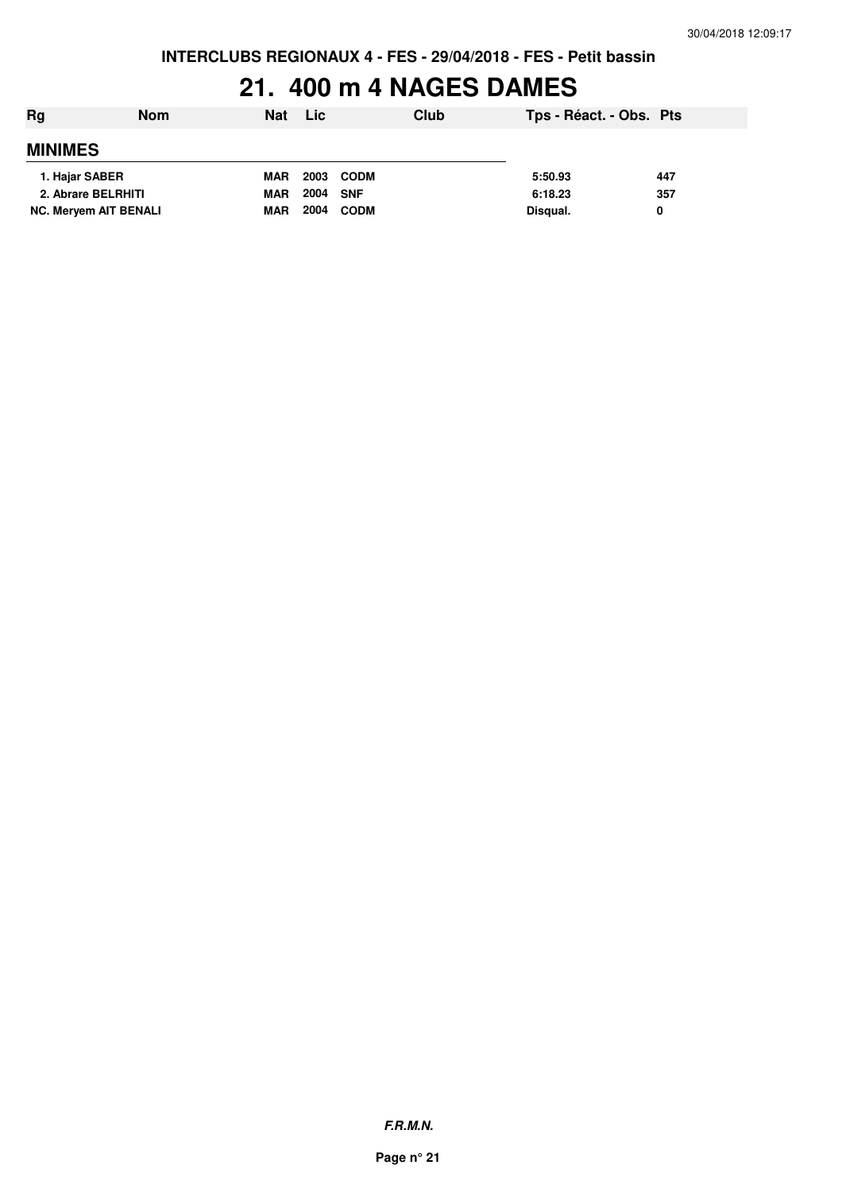**INTERCLUBS REGIONAUX 4 - FES - 29/04/2018 - FES - Petit bassin**

# 21. 400 m 4 NAGES DAMES

| Rg | Nom | Nat | Lic | Club | Tps - Réact. - Obs. | Pts |
|---|---|---|---|---|---|---|
| **MINIMES** | | | | | | |
| 1. | Hajar SABER | MAR | 2003 | CODM | 5:50.93 | 447 |
| 2. | Abrare BELRHITI | MAR | 2004 | SNF | 6:18.23 | 357 |
| NC. | Meryem AIT BENALI | MAR | 2004 | CODM | Disqual. | 0 |

***F.R.M.N.***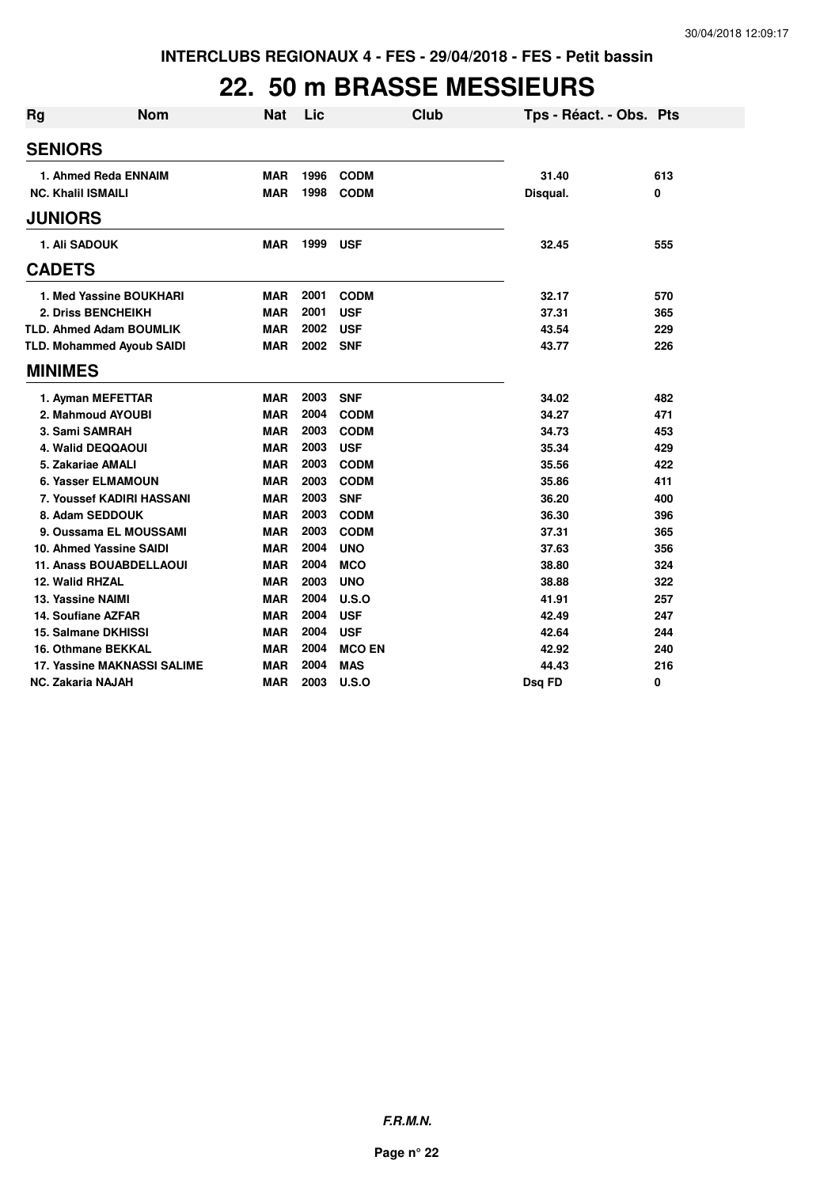INTERCLUBS REGIONAUX 4 - FES - 29/04/2018 - FES - Petit bassin

# 22. 50 m BRASSE MESSIEURS

| Rg | Nom | Nat | Lic | Club | Tps - Réact. - Obs. | Pts |
|---|---|---|---|---|---|---|
| **SENIORS** | | | | | | |
| 1. | Ahmed Reda ENNAIM | MAR | 1996 | CODM | 31.40 | 613 |
| NC. | Khalil ISMAILI | MAR | 1998 | CODM | Disqual. | 0 |
| **JUNIORS** | | | | | | |
| 1. | Ali SADOUK | MAR | 1999 | USF | 32.45 | 555 |
| **CADETS** | | | | | | |
| 1. | Med Yassine BOUKHARI | MAR | 2001 | CODM | 32.17 | 570 |
| 2. | Driss BENCHEIKH | MAR | 2001 | USF | 37.31 | 365 |
| TLD. | Ahmed Adam BOUMLIK | MAR | 2002 | USF | 43.54 | 229 |
| TLD. | Mohammed Ayoub SAIDI | MAR | 2002 | SNF | 43.77 | 226 |
| **MINIMES** | | | | | | |
| 1. | Ayman MEFETTAR | MAR | 2003 | SNF | 34.02 | 482 |
| 2. | Mahmoud AYOUBI | MAR | 2004 | CODM | 34.27 | 471 |
| 3. | Sami SAMRAH | MAR | 2003 | CODM | 34.73 | 453 |
| 4. | Walid DEQQAOUI | MAR | 2003 | USF | 35.34 | 429 |
| 5. | Zakariae AMALI | MAR | 2003 | CODM | 35.56 | 422 |
| 6. | Yasser ELMAMOUN | MAR | 2003 | CODM | 35.86 | 411 |
| 7. | Youssef KADIRI HASSANI | MAR | 2003 | SNF | 36.20 | 400 |
| 8. | Adam SEDDOUK | MAR | 2003 | CODM | 36.30 | 396 |
| 9. | Oussama EL MOUSSAMI | MAR | 2003 | CODM | 37.31 | 365 |
| 10. | Ahmed Yassine SAIDI | MAR | 2004 | UNO | 37.63 | 356 |
| 11. | Anass BOUABDELLAOUI | MAR | 2004 | MCO | 38.80 | 324 |
| 12. | Walid RHZAL | MAR | 2003 | UNO | 38.88 | 322 |
| 13. | Yassine NAIMI | MAR | 2004 | U.S.O | 41.91 | 257 |
| 14. | Soufiane AZFAR | MAR | 2004 | USF | 42.49 | 247 |
| 15. | Salmane DKHISSI | MAR | 2004 | USF | 42.64 | 244 |
| 16. | Othmane BEKKAL | MAR | 2004 | MCO EN | 42.92 | 240 |
| 17. | Yassine MAKNASSI SALIME | MAR | 2004 | MAS | 44.43 | 216 |
| NC. | Zakaria NAJAH | MAR | 2003 | U.S.O | Dsq FD | 0 |

*F.R.M.N.*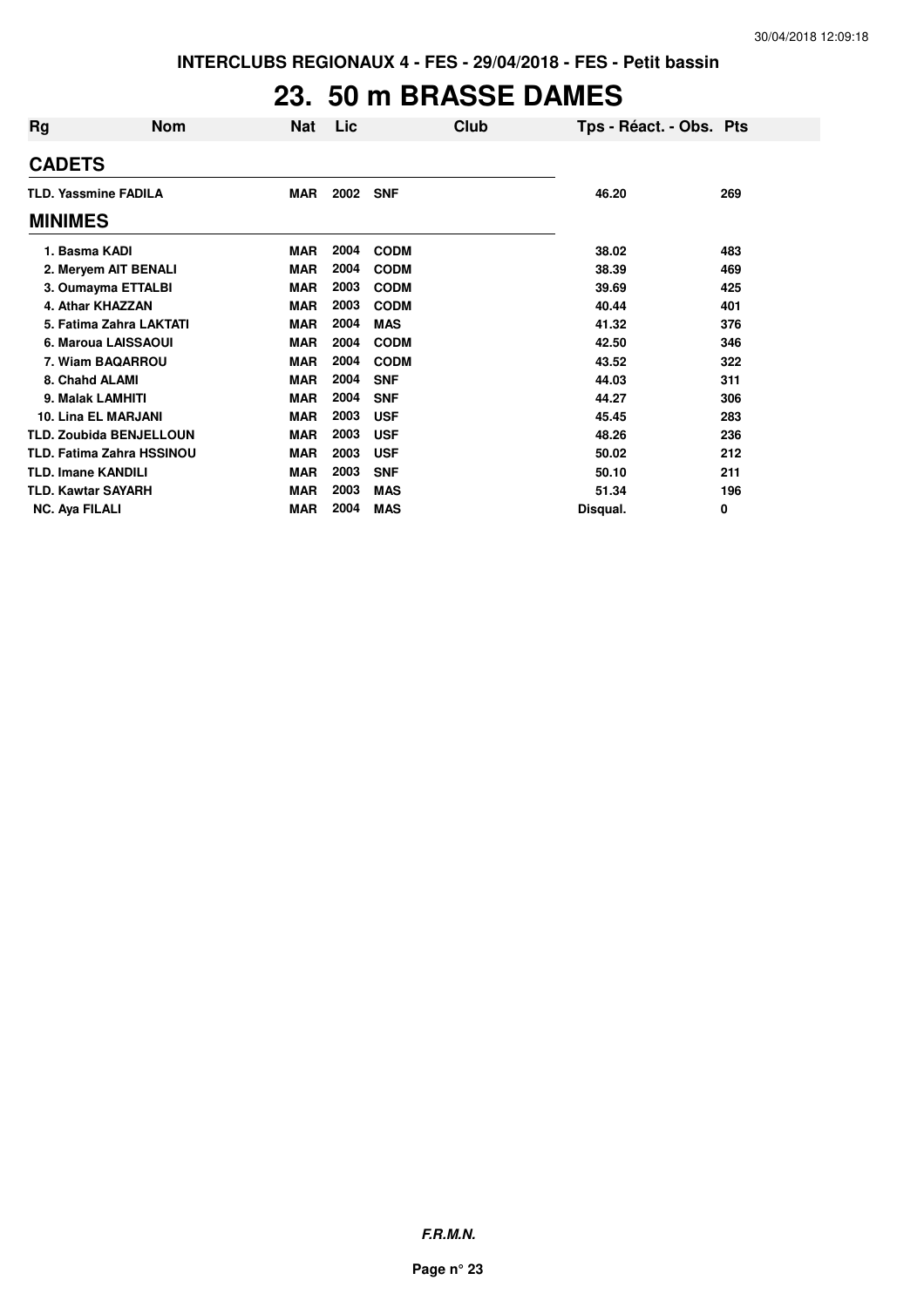INTERCLUBS REGIONAUX 4 - FES - 29/04/2018 - FES - Petit bassin

# 23. 50 m BRASSE DAMES

| Rg | Nom | Nat | Lic | Club | Tps - Réact. - Obs. | Pts |
|---|---|---|---|---|---|---|
| **CADETS** | | | | | | |
| TLD. | Yassmine FADILA | MAR | 2002 | SNF | 46.20 | 269 |
| **MINIMES** | | | | | | |
| 1. | Basma KADI | MAR | 2004 | CODM | 38.02 | 483 |
| 2. | Meryem AIT BENALI | MAR | 2004 | CODM | 38.39 | 469 |
| 3. | Oumayma ETTALBI | MAR | 2003 | CODM | 39.69 | 425 |
| 4. | Athar KHAZZAN | MAR | 2003 | CODM | 40.44 | 401 |
| 5. | Fatima Zahra LAKTATI | MAR | 2004 | MAS | 41.32 | 376 |
| 6. | Maroua LAISSAOUI | MAR | 2004 | CODM | 42.50 | 346 |
| 7. | Wiam BAQARROU | MAR | 2004 | CODM | 43.52 | 322 |
| 8. | Chahd ALAMI | MAR | 2004 | SNF | 44.03 | 311 |
| 9. | Malak LAMHITI | MAR | 2004 | SNF | 44.27 | 306 |
| 10. | Lina EL MARJANI | MAR | 2003 | USF | 45.45 | 283 |
| TLD. | Zoubida BENJELLOUN | MAR | 2003 | USF | 48.26 | 236 |
| TLD. | Fatima Zahra HSSINOU | MAR | 2003 | USF | 50.02 | 212 |
| TLD. | Imane KANDILI | MAR | 2003 | SNF | 50.10 | 211 |
| TLD. | Kawtar SAYARH | MAR | 2003 | MAS | 51.34 | 196 |
| NC. | Aya FILALI | MAR | 2004 | MAS | Disqual. | 0 |

**F.R.M.N.**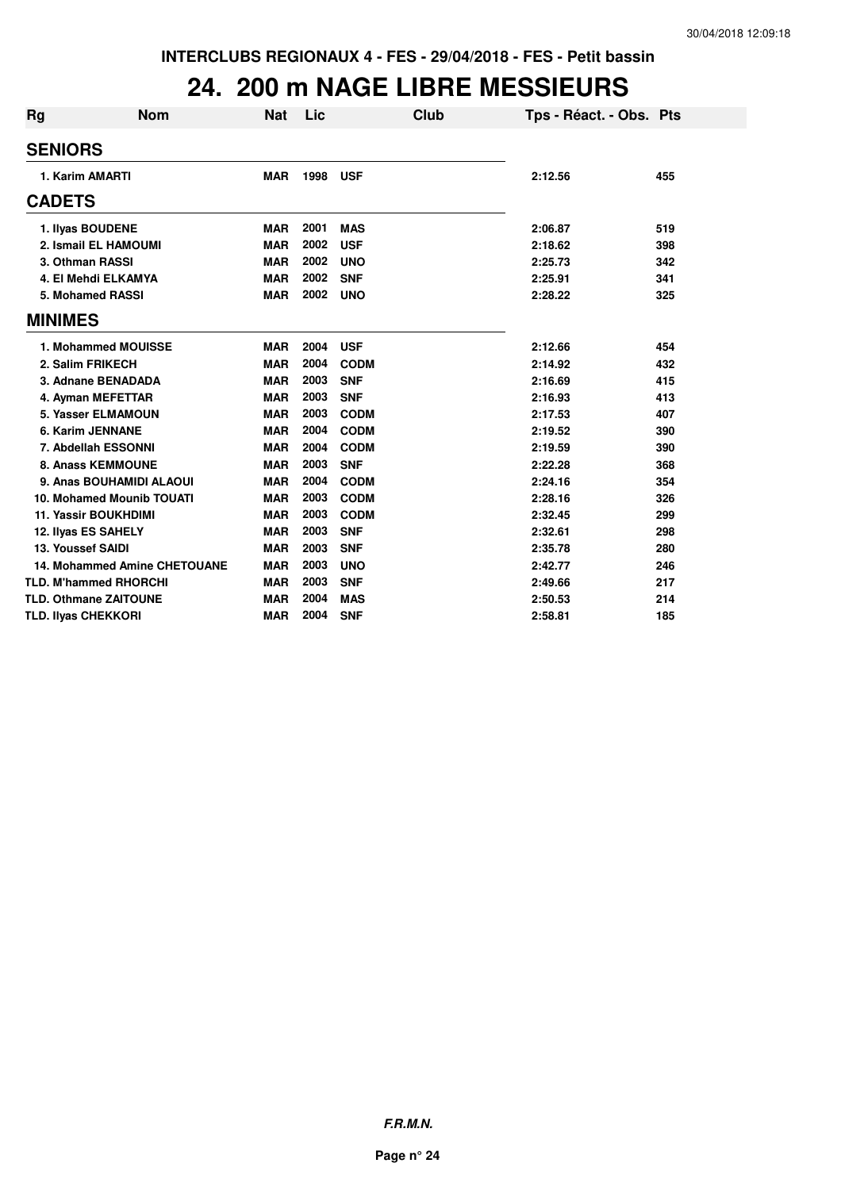INTERCLUBS REGIONAUX 4 - FES - 29/04/2018 - FES - Petit bassin

# 24. 200 m NAGE LIBRE MESSIEURS

| Rg | Nom | Nat | Lic | Club | Tps - Réact. - Obs. | Pts |
|---|---|---|---|---|---|---|
| **SENIORS** | | | | | | |
| 1. | Karim AMARTI | MAR | 1998 | USF | 2:12.56 | 455 |
| **CADETS** | | | | | | |
| 1. | Ilyas BOUDENE | MAR | 2001 | MAS | 2:06.87 | 519 |
| 2. | Ismail EL HAMOUMI | MAR | 2002 | USF | 2:18.62 | 398 |
| 3. | Othman RASSI | MAR | 2002 | UNO | 2:25.73 | 342 |
| 4. | El Mehdi ELKAMYA | MAR | 2002 | SNF | 2:25.91 | 341 |
| 5. | Mohamed RASSI | MAR | 2002 | UNO | 2:28.22 | 325 |
| **MINIMES** | | | | | | |
| 1. | Mohammed MOUISSE | MAR | 2004 | USF | 2:12.66 | 454 |
| 2. | Salim FRIKECH | MAR | 2004 | CODM | 2:14.92 | 432 |
| 3. | Adnane BENADADA | MAR | 2003 | SNF | 2:16.69 | 415 |
| 4. | Ayman MEFETTAR | MAR | 2003 | SNF | 2:16.93 | 413 |
| 5. | Yasser ELMAMOUN | MAR | 2003 | CODM | 2:17.53 | 407 |
| 6. | Karim JENNANE | MAR | 2004 | CODM | 2:19.52 | 390 |
| 7. | Abdellah ESSONNI | MAR | 2004 | CODM | 2:19.59 | 390 |
| 8. | Anass KEMMOUNE | MAR | 2003 | SNF | 2:22.28 | 368 |
| 9. | Anas BOUHAMIDI ALAOUI | MAR | 2004 | CODM | 2:24.16 | 354 |
| 10. | Mohamed Mounib TOUATI | MAR | 2003 | CODM | 2:28.16 | 326 |
| 11. | Yassir BOUKHDIMI | MAR | 2003 | CODM | 2:32.45 | 299 |
| 12. | Ilyas ES SAHELY | MAR | 2003 | SNF | 2:32.61 | 298 |
| 13. | Youssef SAIDI | MAR | 2003 | SNF | 2:35.78 | 280 |
| 14. | Mohammed Amine CHETOUANE | MAR | 2003 | UNO | 2:42.77 | 246 |
| TLD. | M'hammed RHORCHI | MAR | 2003 | SNF | 2:49.66 | 217 |
| TLD. | Othmane ZAITOUNE | MAR | 2004 | MAS | 2:50.53 | 214 |
| TLD. | Ilyas CHEKKORI | MAR | 2004 | SNF | 2:58.81 | 185 |

*F.R.M.N.*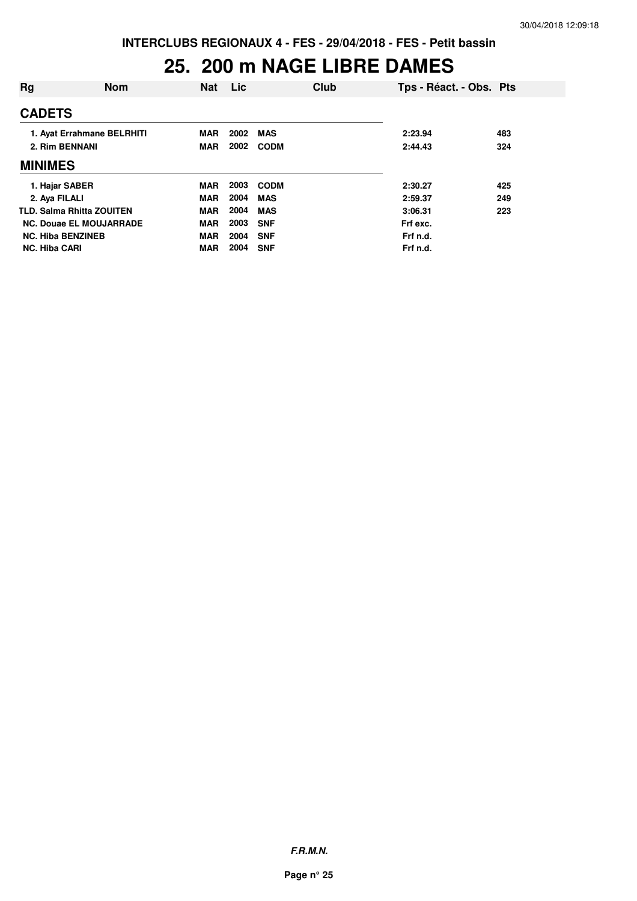# 25. 200 m NAGE LIBRE DAMES

| Rg | Nom | Nat | Lic | Club | Tps - Réact. - Obs. | Pts |
|---|---|---|---|---|---|---|
| **CADETS** | | | | | | |
| 1. | Ayat Errahmane BELRHITI | MAR | 2002 | MAS | 2:23.94 | 483 |
| 2. | Rim BENNANI | MAR | 2002 | CODM | 2:44.43 | 324 |
| **MINIMES** | | | | | | |
| 1. | Hajar SABER | MAR | 2003 | CODM | 2:30.27 | 425 |
| 2. | Aya FILALI | MAR | 2004 | MAS | 2:59.37 | 249 |
| TLD. | Salma Rhitta ZOUITEN | MAR | 2004 | MAS | 3:06.31 | 223 |
| NC. | Douae EL MOUJARRADE | MAR | 2003 | SNF | Frf exc. | |
| NC. | Hiba BENZINEB | MAR | 2004 | SNF | Frf n.d. | |
| NC. | Hiba CARI | MAR | 2004 | SNF | Frf n.d. | |

***F.R.M.N.***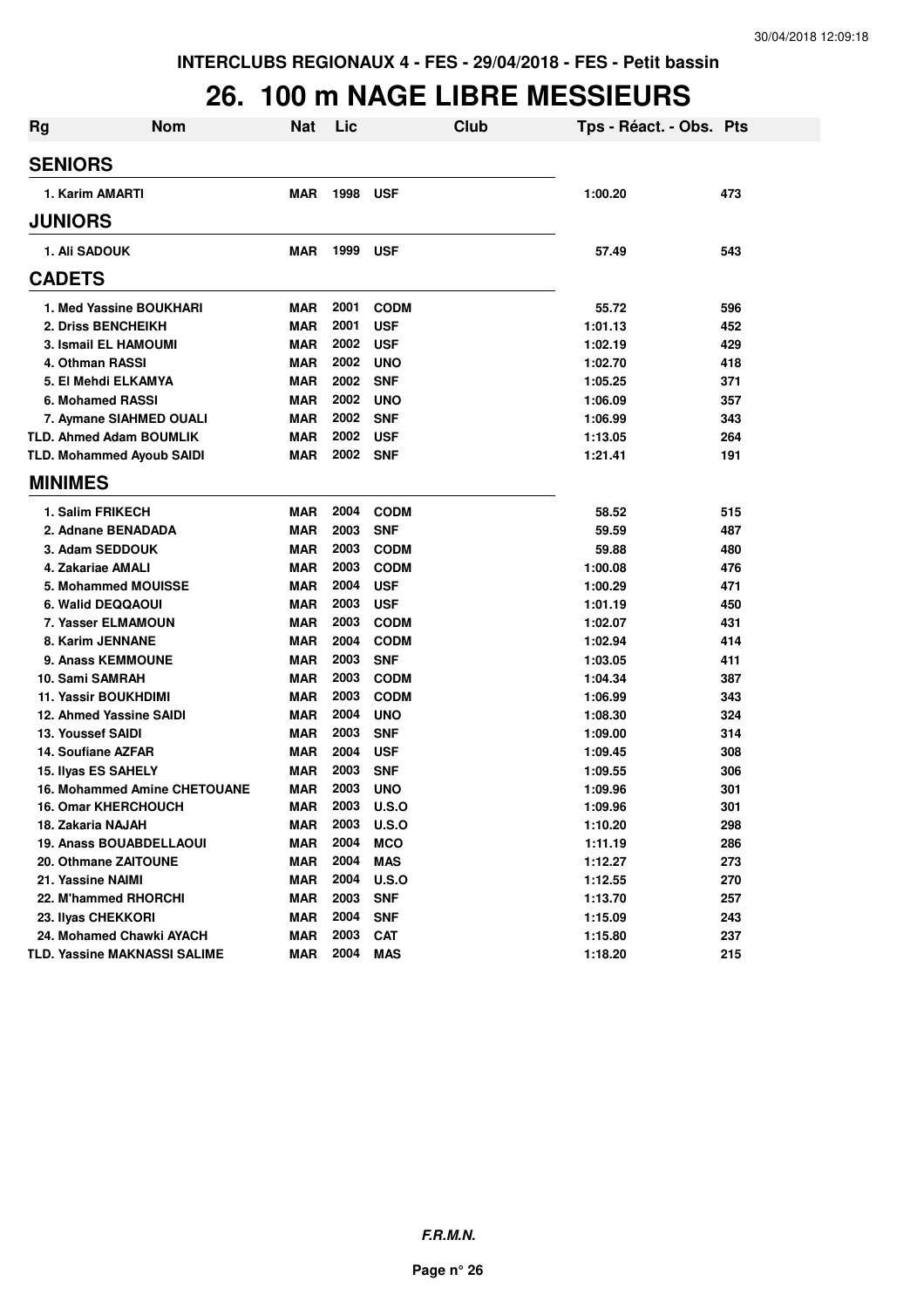INTERCLUBS REGIONAUX 4 - FES - 29/04/2018 - FES - Petit bassin

# 26. 100 m NAGE LIBRE MESSIEURS

| Rg | Nom | Nat | Lic | Club | Tps - Réact. - Obs. | Pts |
|---|---|---|---|---|---|---|
| **SENIORS** | | | | | | |
| 1. Karim AMARTI | | MAR | 1998 | USF | 1:00.20 | 473 |
| **JUNIORS** | | | | | | |
| 1. Ali SADOUK | | MAR | 1999 | USF | 57.49 | 543 |
| **CADETS** | | | | | | |
| 1. Med Yassine BOUKHARI | | MAR | 2001 | CODM | 55.72 | 596 |
| 2. Driss BENCHEIKH | | MAR | 2001 | USF | 1:01.13 | 452 |
| 3. Ismail EL HAMOUMI | | MAR | 2002 | USF | 1:02.19 | 429 |
| 4. Othman RASSI | | MAR | 2002 | UNO | 1:02.70 | 418 |
| 5. El Mehdi ELKAMYA | | MAR | 2002 | SNF | 1:05.25 | 371 |
| 6. Mohamed RASSI | | MAR | 2002 | UNO | 1:06.09 | 357 |
| 7. Aymane SIAHMED OUALI | | MAR | 2002 | SNF | 1:06.99 | 343 |
| TLD. Ahmed Adam BOUMLIK | | MAR | 2002 | USF | 1:13.05 | 264 |
| TLD. Mohammed Ayoub SAIDI | | MAR | 2002 | SNF | 1:21.41 | 191 |
| **MINIMES** | | | | | | |
| 1. Salim FRIKECH | | MAR | 2004 | CODM | 58.52 | 515 |
| 2. Adnane BENADADA | | MAR | 2003 | SNF | 59.59 | 487 |
| 3. Adam SEDDOUK | | MAR | 2003 | CODM | 59.88 | 480 |
| 4. Zakariae AMALI | | MAR | 2003 | CODM | 1:00.08 | 476 |
| 5. Mohammed MOUISSE | | MAR | 2004 | USF | 1:00.29 | 471 |
| 6. Walid DEQQAOUI | | MAR | 2003 | USF | 1:01.19 | 450 |
| 7. Yasser ELMAMOUN | | MAR | 2003 | CODM | 1:02.07 | 431 |
| 8. Karim JENNANE | | MAR | 2004 | CODM | 1:02.94 | 414 |
| 9. Anass KEMMOUNE | | MAR | 2003 | SNF | 1:03.05 | 411 |
| 10. Sami SAMRAH | | MAR | 2003 | CODM | 1:04.34 | 387 |
| 11. Yassir BOUKHDIMI | | MAR | 2003 | CODM | 1:06.99 | 343 |
| 12. Ahmed Yassine SAIDI | | MAR | 2004 | UNO | 1:08.30 | 324 |
| 13. Youssef SAIDI | | MAR | 2003 | SNF | 1:09.00 | 314 |
| 14. Soufiane AZFAR | | MAR | 2004 | USF | 1:09.45 | 308 |
| 15. Ilyas ES SAHELY | | MAR | 2003 | SNF | 1:09.55 | 306 |
| 16. Mohammed Amine CHETOUANE | | MAR | 2003 | UNO | 1:09.96 | 301 |
| 16. Omar KHERCHOUCH | | MAR | 2003 | U.S.O | 1:09.96 | 301 |
| 18. Zakaria NAJAH | | MAR | 2003 | U.S.O | 1:10.20 | 298 |
| 19. Anass BOUABDELLAOUI | | MAR | 2004 | MCO | 1:11.19 | 286 |
| 20. Othmane ZAITOUNE | | MAR | 2004 | MAS | 1:12.27 | 273 |
| 21. Yassine NAIMI | | MAR | 2004 | U.S.O | 1:12.55 | 270 |
| 22. M'hammed RHORCHI | | MAR | 2003 | SNF | 1:13.70 | 257 |
| 23. Ilyas CHEKKORI | | MAR | 2004 | SNF | 1:15.09 | 243 |
| 24. Mohamed Chawki AYACH | | MAR | 2003 | CAT | 1:15.80 | 237 |
| TLD. Yassine MAKNASSI SALIME | | MAR | 2004 | MAS | 1:18.20 | 215 |

F.R.M.N.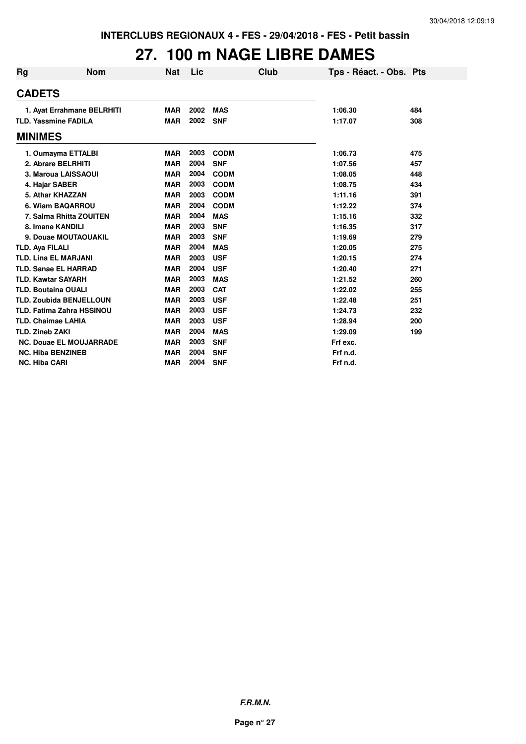INTERCLUBS REGIONAUX 4 - FES - 29/04/2018 - FES - Petit bassin

# 27. 100 m NAGE LIBRE DAMES

| Rg | Nom | Nat | Lic | Club | Tps - Réact. - Obs. | Pts |
|---|---|---|---|---|---|---|
| **CADETS** | | | | | | |
| 1. | Ayat Errahmane BELRHITI | MAR | 2002 | MAS | 1:06.30 | 484 |
| TLD. | Yassmine FADILA | MAR | 2002 | SNF | 1:17.07 | 308 |
| **MINIMES** | | | | | | |
| 1. | Oumayma ETTALBI | MAR | 2003 | CODM | 1:06.73 | 475 |
| 2. | Abrare BELRHITI | MAR | 2004 | SNF | 1:07.56 | 457 |
| 3. | Maroua LAISSAOUI | MAR | 2004 | CODM | 1:08.05 | 448 |
| 4. | Hajar SABER | MAR | 2003 | CODM | 1:08.75 | 434 |
| 5. | Athar KHAZZAN | MAR | 2003 | CODM | 1:11.16 | 391 |
| 6. | Wiam BAQARROU | MAR | 2004 | CODM | 1:12.22 | 374 |
| 7. | Salma Rhitta ZOUITEN | MAR | 2004 | MAS | 1:15.16 | 332 |
| 8. | Imane KANDILI | MAR | 2003 | SNF | 1:16.35 | 317 |
| 9. | Douae MOUTAOUAKIL | MAR | 2003 | SNF | 1:19.69 | 279 |
| TLD. | Aya FILALI | MAR | 2004 | MAS | 1:20.05 | 275 |
| TLD. | Lina EL MARJANI | MAR | 2003 | USF | 1:20.15 | 274 |
| TLD. | Sanae EL HARRAD | MAR | 2004 | USF | 1:20.40 | 271 |
| TLD. | Kawtar SAYARH | MAR | 2003 | MAS | 1:21.52 | 260 |
| TLD. | Boutaina OUALI | MAR | 2003 | CAT | 1:22.02 | 255 |
| TLD. | Zoubida BENJELLOUN | MAR | 2003 | USF | 1:22.48 | 251 |
| TLD. | Fatima Zahra HSSINOU | MAR | 2003 | USF | 1:24.73 | 232 |
| TLD. | Chaimae LAHIA | MAR | 2003 | USF | 1:28.94 | 200 |
| TLD. | Zineb ZAKI | MAR | 2004 | MAS | 1:29.09 | 199 |
| NC. | Douae EL MOUJARRADE | MAR | 2003 | SNF | Frf exc. | |
| NC. | Hiba BENZINEB | MAR | 2004 | SNF | Frf n.d. | |
| NC. | Hiba CARI | MAR | 2004 | SNF | Frf n.d. | |

**F.R.M.N.**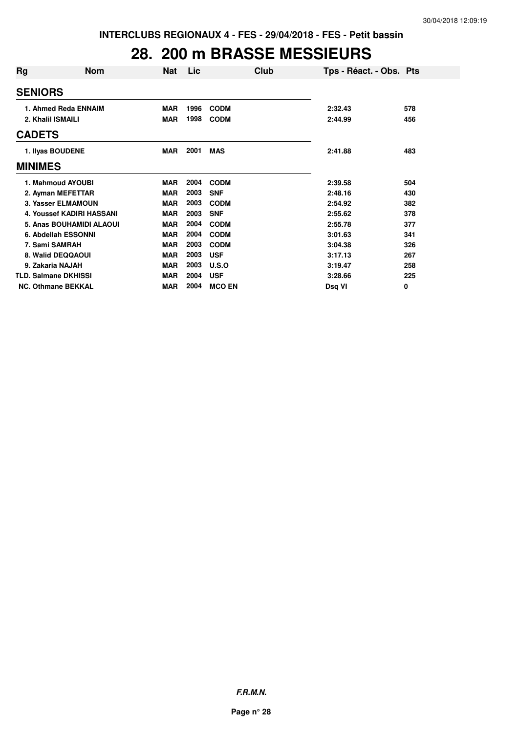INTERCLUBS REGIONAUX 4 - FES - 29/04/2018 - FES - Petit bassin

# 28. 200 m BRASSE MESSIEURS

| Rg | Nom | Nat | Lic | Club | Tps - Réact. - Obs. | Pts |
|---|---|---|---|---|---|---|
| **SENIORS** | | | | | | |
| 1. | Ahmed Reda ENNAIM | MAR | 1996 | CODM | 2:32.43 | 578 |
| 2. | Khalil ISMAILI | MAR | 1998 | CODM | 2:44.99 | 456 |
| **CADETS** | | | | | | |
| 1. | Ilyas BOUDENE | MAR | 2001 | MAS | 2:41.88 | 483 |
| **MINIMES** | | | | | | |
| 1. | Mahmoud AYOUBI | MAR | 2004 | CODM | 2:39.58 | 504 |
| 2. | Ayman MEFETTAR | MAR | 2003 | SNF | 2:48.16 | 430 |
| 3. | Yasser ELMAMOUN | MAR | 2003 | CODM | 2:54.92 | 382 |
| 4. | Youssef KADIRI HASSANI | MAR | 2003 | SNF | 2:55.62 | 378 |
| 5. | Anas BOUHAMIDI ALAOUI | MAR | 2004 | CODM | 2:55.78 | 377 |
| 6. | Abdellah ESSONNI | MAR | 2004 | CODM | 3:01.63 | 341 |
| 7. | Sami SAMRAH | MAR | 2003 | CODM | 3:04.38 | 326 |
| 8. | Walid DEQQAOUI | MAR | 2003 | USF | 3:17.13 | 267 |
| 9. | Zakaria NAJAH | MAR | 2003 | U.S.O | 3:19.47 | 258 |
| TLD. | Salmane DKHISSI | MAR | 2004 | USF | 3:28.66 | 225 |
| NC. | Othmane BEKKAL | MAR | 2004 | MCO EN | Dsq VI | 0 |

***F.R.M.N.***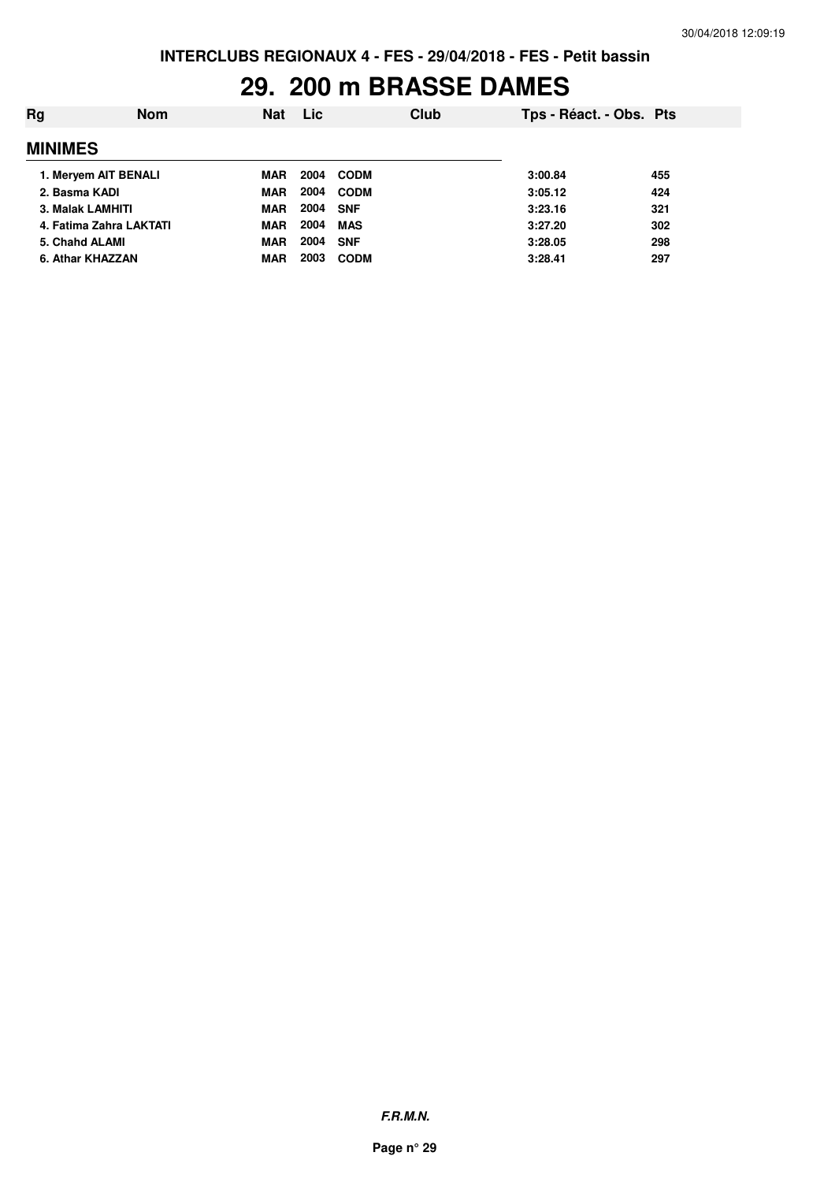INTERCLUBS REGIONAUX 4 - FES - 29/04/2018 - FES - Petit bassin

# 29. 200 m BRASSE DAMES

| Rg | Nom | Nat | Lic | Club | Tps - Réact. - Obs. | Pts |
|---|---|---|---|---|---|---|
| **MINIMES** | | | | | | |
| 1. | Meryem AIT BENALI | MAR | 2004 | CODM | 3:00.84 | 455 |
| 2. | Basma KADI | MAR | 2004 | CODM | 3:05.12 | 424 |
| 3. | Malak LAMHITI | MAR | 2004 | SNF | 3:23.16 | 321 |
| 4. | Fatima Zahra LAKTATI | MAR | 2004 | MAS | 3:27.20 | 302 |
| 5. | Chahd ALAMI | MAR | 2004 | SNF | 3:28.05 | 298 |
| 6. | Athar KHAZZAN | MAR | 2003 | CODM | 3:28.41 | 297 |

*F.R.M.N.*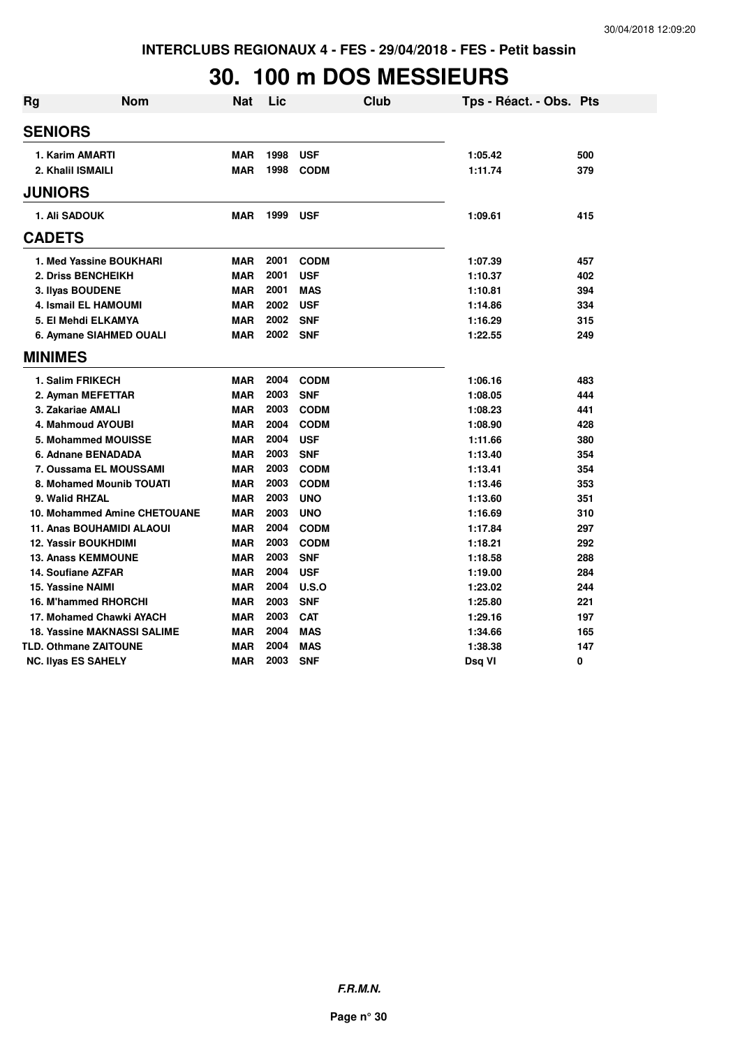INTERCLUBS REGIONAUX 4 - FES - 29/04/2018 - FES - Petit bassin

# 30. 100 m DOS MESSIEURS

| Rg | Nom | Nat | Lic | Club | Tps - Réact. - Obs. | Pts |
|---|---|---|---|---|---|---|
| **SENIORS** | | | | | | |
| 1. Karim AMARTI | | MAR | 1998 | USF | 1:05.42 | 500 |
| 2. Khalil ISMAILI | | MAR | 1998 | CODM | 1:11.74 | 379 |
| **JUNIORS** | | | | | | |
| 1. Ali SADOUK | | MAR | 1999 | USF | 1:09.61 | 415 |
| **CADETS** | | | | | | |
| 1. Med Yassine BOUKHARI | | MAR | 2001 | CODM | 1:07.39 | 457 |
| 2. Driss BENCHEIKH | | MAR | 2001 | USF | 1:10.37 | 402 |
| 3. Ilyas BOUDENE | | MAR | 2001 | MAS | 1:10.81 | 394 |
| 4. Ismail EL HAMOUMI | | MAR | 2002 | USF | 1:14.86 | 334 |
| 5. El Mehdi ELKAMYA | | MAR | 2002 | SNF | 1:16.29 | 315 |
| 6. Aymane SIAHMED OUALI | | MAR | 2002 | SNF | 1:22.55 | 249 |
| **MINIMES** | | | | | | |
| 1. Salim FRIKECH | | MAR | 2004 | CODM | 1:06.16 | 483 |
| 2. Ayman MEFETTAR | | MAR | 2003 | SNF | 1:08.05 | 444 |
| 3. Zakariae AMALI | | MAR | 2003 | CODM | 1:08.23 | 441 |
| 4. Mahmoud AYOUBI | | MAR | 2004 | CODM | 1:08.90 | 428 |
| 5. Mohammed MOUISSE | | MAR | 2004 | USF | 1:11.66 | 380 |
| 6. Adnane BENADADA | | MAR | 2003 | SNF | 1:13.40 | 354 |
| 7. Oussama EL MOUSSAMI | | MAR | 2003 | CODM | 1:13.41 | 354 |
| 8. Mohamed Mounib TOUATI | | MAR | 2003 | CODM | 1:13.46 | 353 |
| 9. Walid RHZAL | | MAR | 2003 | UNO | 1:13.60 | 351 |
| 10. Mohammed Amine CHETOUANE | | MAR | 2003 | UNO | 1:16.69 | 310 |
| 11. Anas BOUHAMIDI ALAOUI | | MAR | 2004 | CODM | 1:17.84 | 297 |
| 12. Yassir BOUKHDIMI | | MAR | 2003 | CODM | 1:18.21 | 292 |
| 13. Anass KEMMOUNE | | MAR | 2003 | SNF | 1:18.58 | 288 |
| 14. Soufiane AZFAR | | MAR | 2004 | USF | 1:19.00 | 284 |
| 15. Yassine NAIMI | | MAR | 2004 | U.S.O | 1:23.02 | 244 |
| 16. M'hammed RHORCHI | | MAR | 2003 | SNF | 1:25.80 | 221 |
| 17. Mohamed Chawki AYACH | | MAR | 2003 | CAT | 1:29.16 | 197 |
| 18. Yassine MAKNASSI SALIME | | MAR | 2004 | MAS | 1:34.66 | 165 |
| TLD. Othmane ZAITOUNE | | MAR | 2004 | MAS | 1:38.38 | 147 |
| NC. Ilyas ES SAHELY | | MAR | 2003 | SNF | Dsq VI | 0 |

*F.R.M.N.*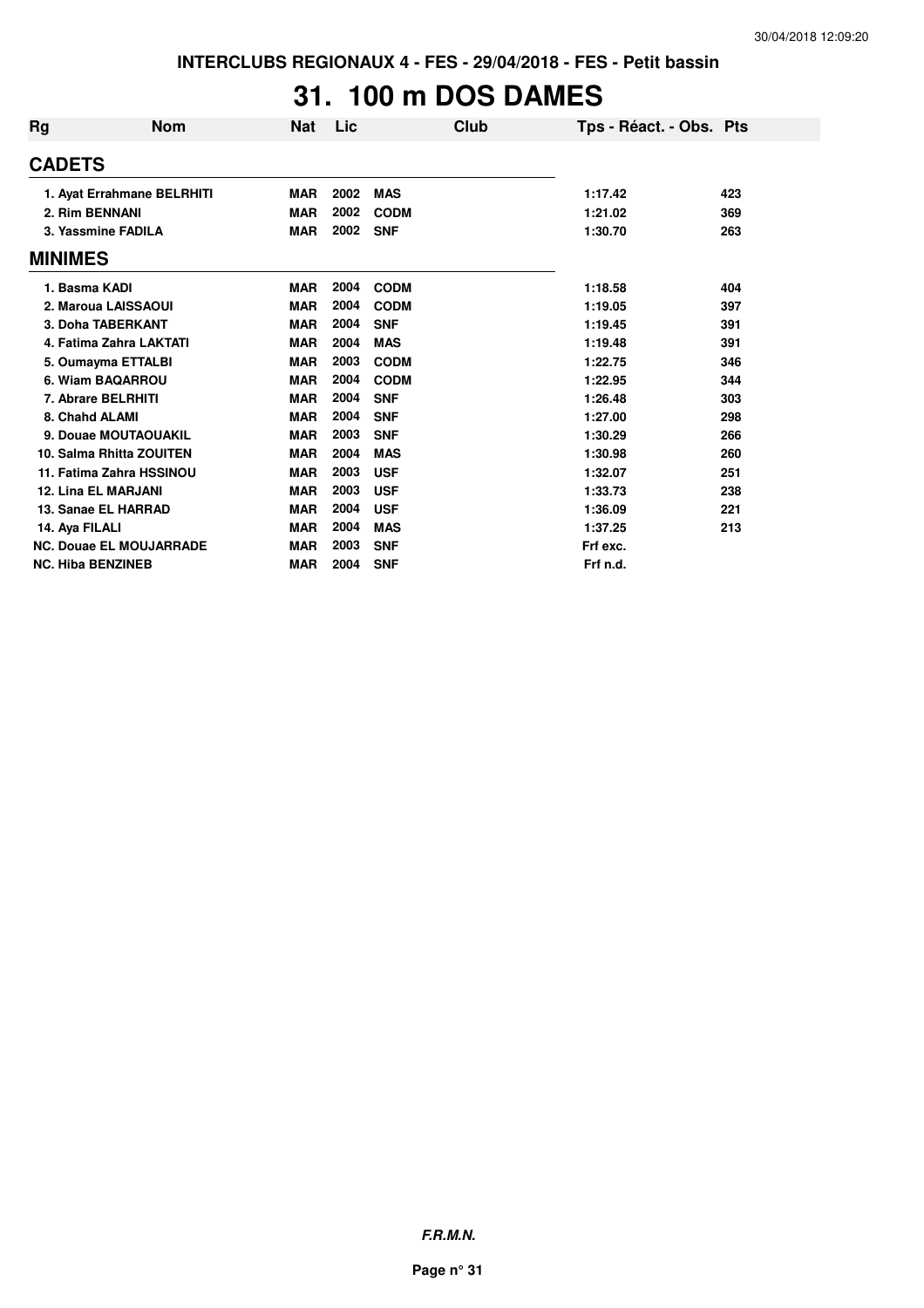INTERCLUBS REGIONAUX 4 - FES - 29/04/2018 - FES - Petit bassin

# 31. 100 m DOS DAMES

| Rg | Nom | Nat | Lic | Club | Tps - Réact. - Obs. | Pts |
|---|---|---|---|---|---|---|
| **CADETS** | | | | | | |
| 1. | Ayat Errahmane BELRHITI | MAR | 2002 | MAS | 1:17.42 | 423 |
| 2. | Rim BENNANI | MAR | 2002 | CODM | 1:21.02 | 369 |
| 3. | Yassmine FADILA | MAR | 2002 | SNF | 1:30.70 | 263 |
| **MINIMES** | | | | | | |
| 1. | Basma KADI | MAR | 2004 | CODM | 1:18.58 | 404 |
| 2. | Maroua LAISSAOUI | MAR | 2004 | CODM | 1:19.05 | 397 |
| 3. | Doha TABERKANT | MAR | 2004 | SNF | 1:19.45 | 391 |
| 4. | Fatima Zahra LAKTATI | MAR | 2004 | MAS | 1:19.48 | 391 |
| 5. | Oumayma ETTALBI | MAR | 2003 | CODM | 1:22.75 | 346 |
| 6. | Wiam BAQARROU | MAR | 2004 | CODM | 1:22.95 | 344 |
| 7. | Abrare BELRHITI | MAR | 2004 | SNF | 1:26.48 | 303 |
| 8. | Chahd ALAMI | MAR | 2004 | SNF | 1:27.00 | 298 |
| 9. | Douae MOUTAOUAKIL | MAR | 2003 | SNF | 1:30.29 | 266 |
| 10. | Salma Rhitta ZOUITEN | MAR | 2004 | MAS | 1:30.98 | 260 |
| 11. | Fatima Zahra HSSINOU | MAR | 2003 | USF | 1:32.07 | 251 |
| 12. | Lina EL MARJANI | MAR | 2003 | USF | 1:33.73 | 238 |
| 13. | Sanae EL HARRAD | MAR | 2004 | USF | 1:36.09 | 221 |
| 14. | Aya FILALI | MAR | 2004 | MAS | 1:37.25 | 213 |
| NC. | Douae EL MOUJARRADE | MAR | 2003 | SNF | Frf exc. | |
| NC. | Hiba BENZINEB | MAR | 2004 | SNF | Frf n.d. | |

*F.R.M.N.*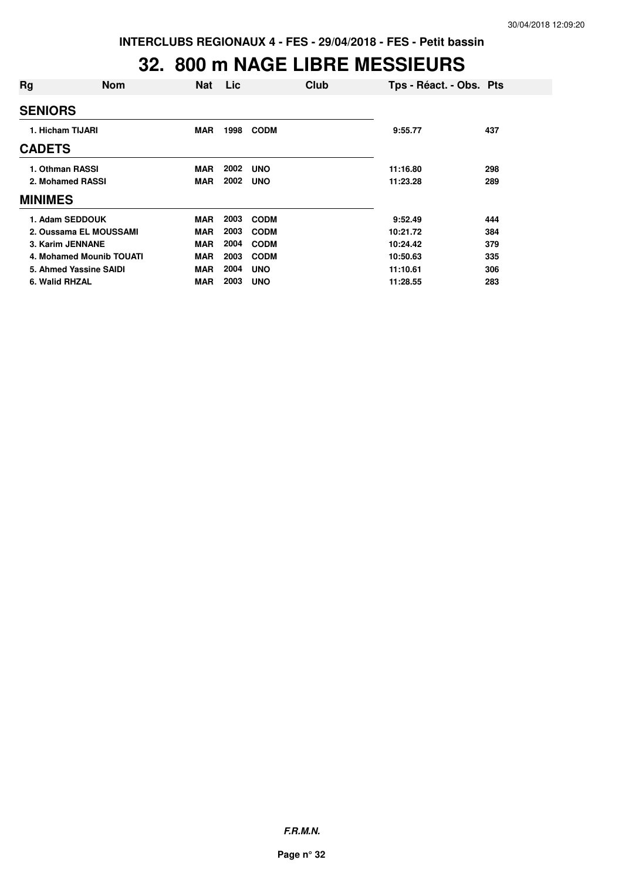INTERCLUBS REGIONAUX 4 - FES - 29/04/2018 - FES - Petit bassin

# 32. 800 m NAGE LIBRE MESSIEURS

| Rg | Nom | Nat | Lic | Club | Tps - Réact. - Obs. | Pts |
|---|---|---|---|---|---|---|
| **SENIORS** | | | | | | |
| 1. Hicham TIJARI | | MAR | 1998 | CODM | 9:55.77 | 437 |
| **CADETS** | | | | | | |
| 1. Othman RASSI | | MAR | 2002 | UNO | 11:16.80 | 298 |
| 2. Mohamed RASSI | | MAR | 2002 | UNO | 11:23.28 | 289 |
| **MINIMES** | | | | | | |
| 1. Adam SEDDOUK | | MAR | 2003 | CODM | 9:52.49 | 444 |
| 2. Oussama EL MOUSSAMI | | MAR | 2003 | CODM | 10:21.72 | 384 |
| 3. Karim JENNANE | | MAR | 2004 | CODM | 10:24.42 | 379 |
| 4. Mohamed Mounib TOUATI | | MAR | 2003 | CODM | 10:50.63 | 335 |
| 5. Ahmed Yassine SAIDI | | MAR | 2004 | UNO | 11:10.61 | 306 |
| 6. Walid RHZAL | | MAR | 2003 | UNO | 11:28.55 | 283 |

***F.R.M.N.***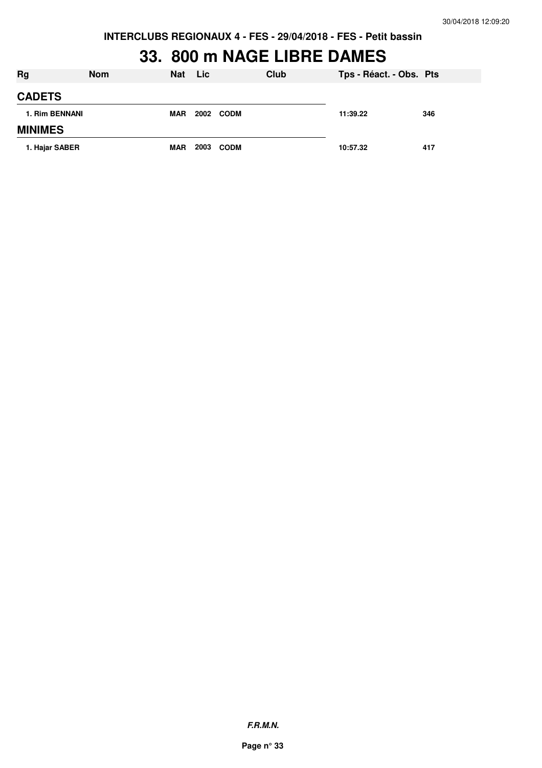INTERCLUBS REGIONAUX 4 - FES - 29/04/2018 - FES - Petit bassin

# 33. 800 m NAGE LIBRE DAMES

| Rg | Nom | Nat | Lic | Club | Tps - Réact. - Obs. | Pts |
|---|---|---|---|---|---|---|
| **CADETS** | | | | | | |
| 1. | Rim BENNANI | MAR | 2002 | CODM | 11:39.22 | 346 |
| **MINIMES** | | | | | | |
| 1. | Hajar SABER | MAR | 2003 | CODM | 10:57.32 | 417 |

*F.R.M.N.*